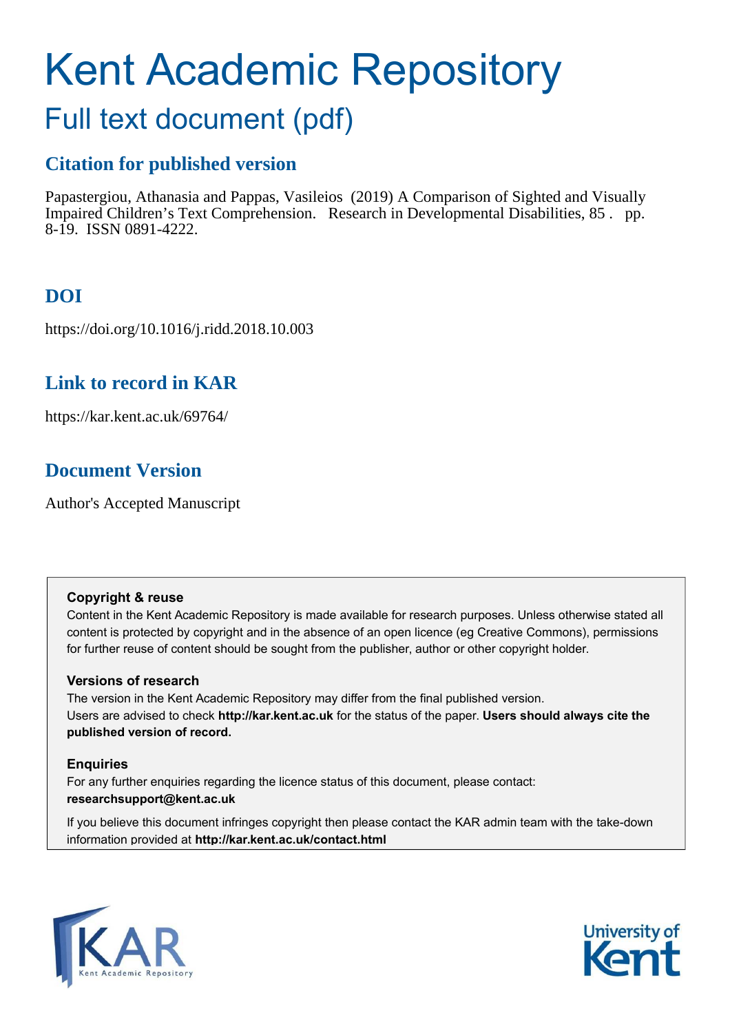# Kent Academic Repository

## Full text document (pdf)

### Citation for published version

Papastergiou, Athanasia and Pappas, Vasileios (2019) A Comparison of Sighted and Visually Impaired Children's Text Comprehension. Research in Developmental Disabilities, 85 . pp. 8-19. ISSN 0891-4222.

### DOI

https://doi.org/10.1016/j.ridd.2018.10.003

### Link to record in KAR

https://kar.kent.ac.uk/69764/

### Document Version

Author's Accepted Manuscript

**Copyright & reuse**

Content in the Kent Academic Repository is made available for research purposes. Unless otherwise stated all content is protected by copyright and in the absence of an open licence (eg Creative Commons), permissions for further reuse of content should be sought from the publisher, author or other copyright holder.

**Versions of research**

The version in the Kent Academic Repository may differ from the final published version. Users are advised to check **http://kar.kent.ac.uk** for the status of the paper. **Users should always cite the published version of record.**

**Enquiries**

For any further enquiries regarding the licence status of this document, please contact: **researchsupport@kent.ac.uk**

If you believe this document infringes copyright then please contact the KAR admin team with the take-down information provided at **http://kar.kent.ac.uk/contact.html**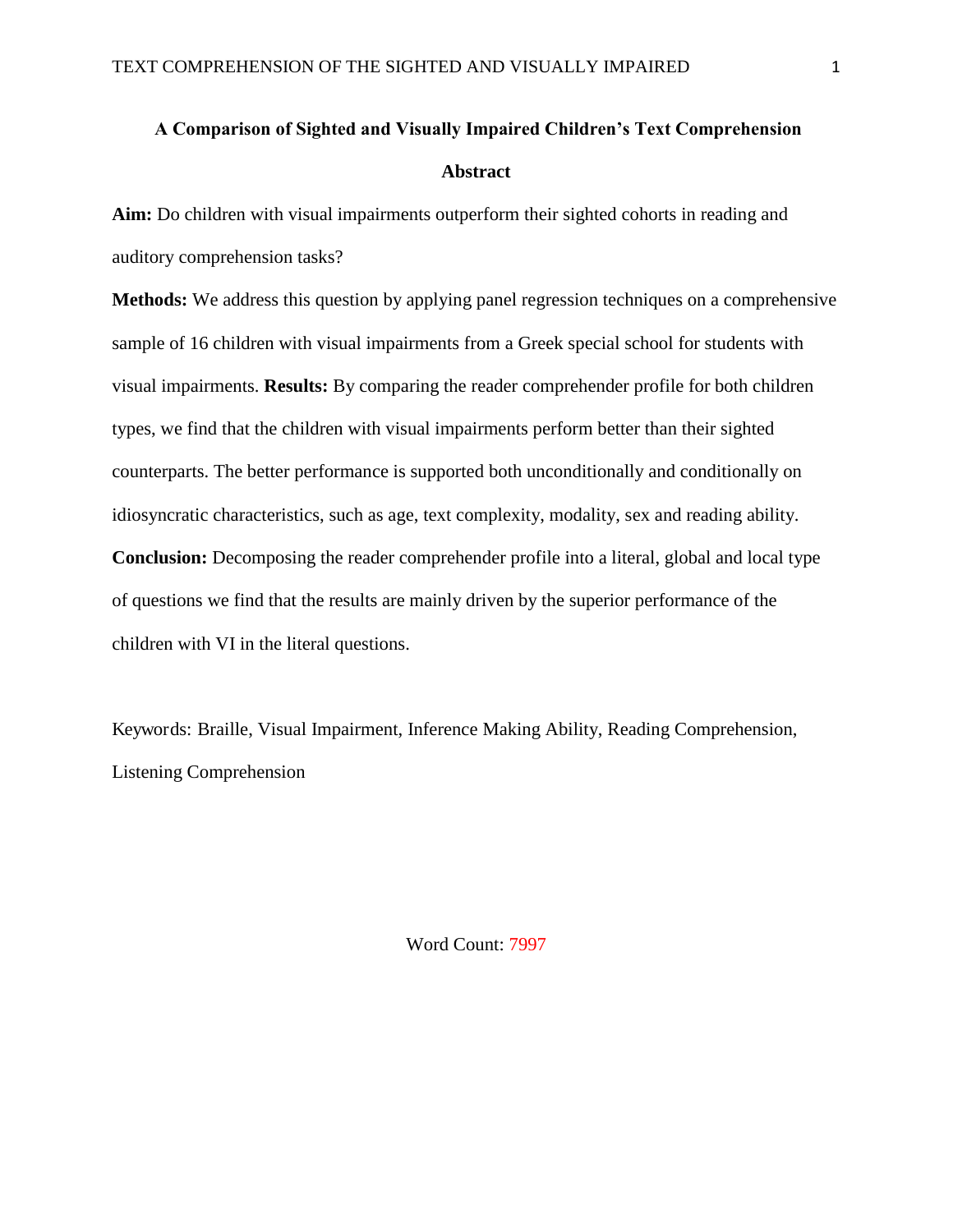# A Comparison of Sighted and Visually Impaired Children's Text Comprehension

## Abstract

**Aim:** Do children with visual impairments outperform their sighted cohorts in reading and auditory comprehension tasks?

**Methods:** We address this question by applying panel regression techniques on a comprehensive sample of 16 children with visual impairments from a Greek special school for students with visual impairments. **Results:** By comparing the reader comprehender profile for both children types, we find that the children with visual impairments perform better than their sighted counterparts. The better performance is supported both unconditionally and conditionally on idiosyncratic characteristics, such as age, text complexity, modality, sex and reading ability. **Conclusion:** Decomposing the reader comprehender profile into a literal, global and local type of questions we find that the results are mainly driven by the superior performance of the children with VI in the literal questions.

Keywords: Braille, Visual Impairment, Inference Making Ability, Reading Comprehension, Listening Comprehension

Word Count: 7997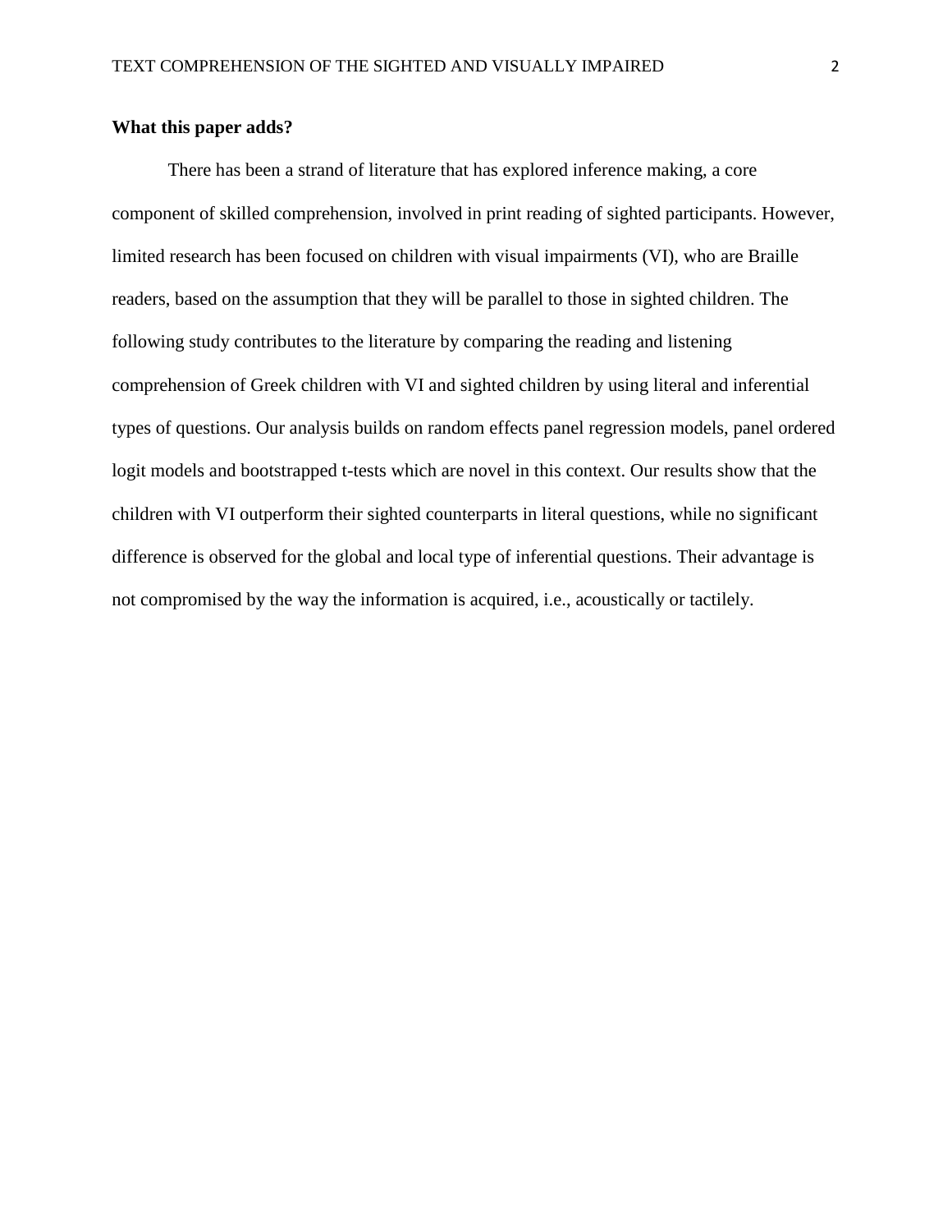## What this paper adds?

There has been a strand of literature that has explored inference making, a core component of skilled comprehension, involved in print reading of sighted participants. However, limited research has been focused on children with visual impairments (VI), who are Braille readers, based on the assumption that they will be parallel to those in sighted children. The following study contributes to the literature by comparing the reading and listening comprehension of Greek children with VI and sighted children by using literal and inferential types of questions. Our analysis builds on random effects panel regression models, panel ordered logit models and bootstrapped t-tests which are novel in this context. Our results show that the children with VI outperform their sighted counterparts in literal questions, while no significant difference is observed for the global and local type of inferential questions. Their advantage is not compromised by the way the information is acquired, i.e., acoustically or tactilely.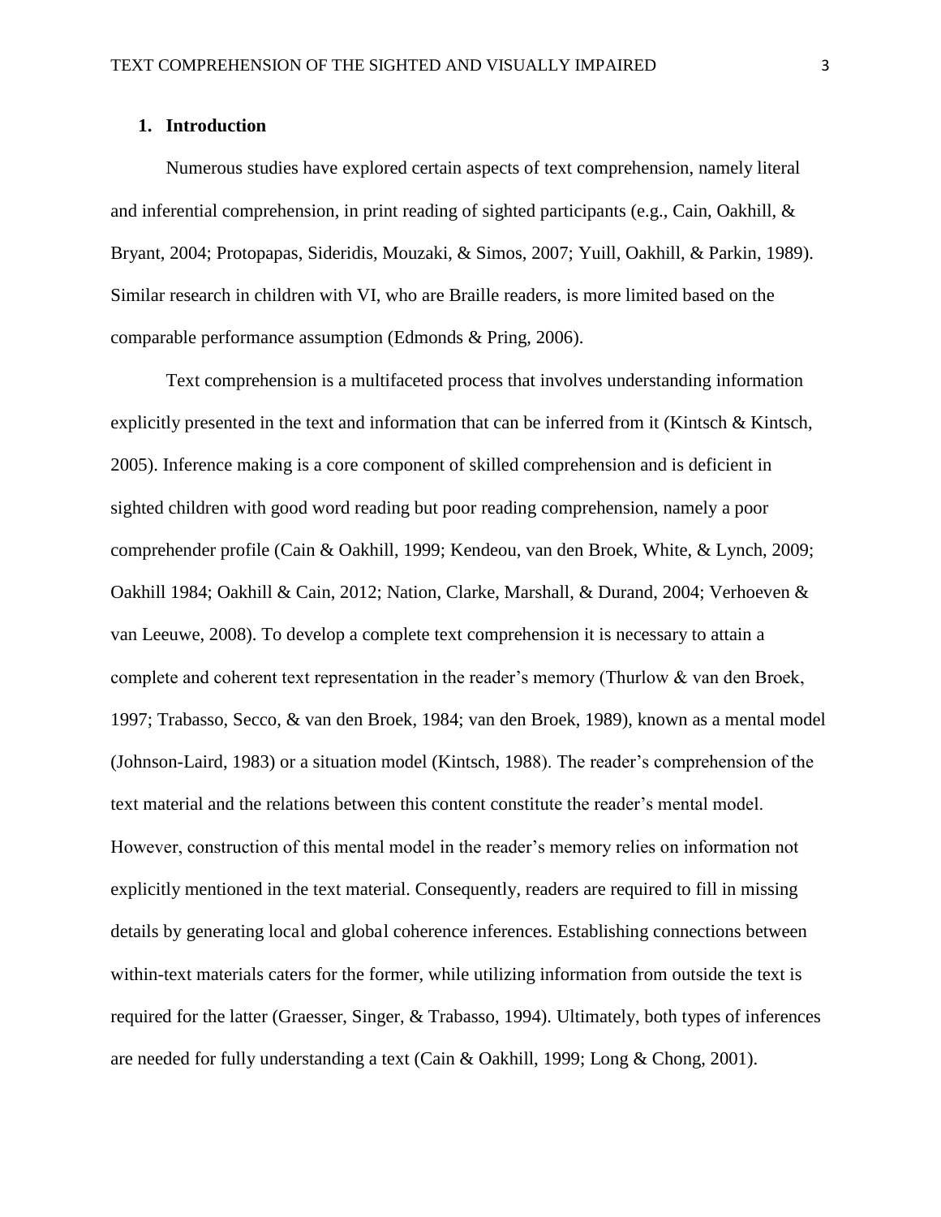## 1. Introduction

Numerous studies have explored certain aspects of text comprehension, namely literal and inferential comprehension, in print reading of sighted participants (e.g., Cain, Oakhill, & Bryant, 2004; Protopapas, Sideridis, Mouzaki, & Simos, 2007; Yuill, Oakhill, & Parkin, 1989). Similar research in children with VI, who are Braille readers, is more limited based on the comparable performance assumption (Edmonds & Pring, 2006).

Text comprehension is a multifaceted process that involves understanding information explicitly presented in the text and information that can be inferred from it (Kintsch & Kintsch, 2005). Inference making is a core component of skilled comprehension and is deficient in sighted children with good word reading but poor reading comprehension, namely a poor comprehender profile (Cain & Oakhill, 1999; Kendeou, van den Broek, White, & Lynch, 2009; Oakhill 1984; Oakhill & Cain, 2012; Nation, Clarke, Marshall, & Durand, 2004; Verhoeven & van Leeuwe, 2008). To develop a complete text comprehension it is necessary to attain a complete and coherent text representation in the reader's memory (Thurlow & van den Broek, 1997; Trabasso, Secco, & van den Broek, 1984; van den Broek, 1989), known as a mental model (Johnson-Laird, 1983) or a situation model (Kintsch, 1988). The reader's comprehension of the text material and the relations between this content constitute the reader's mental model. However, construction of this mental model in the reader's memory relies on information not explicitly mentioned in the text material. Consequently, readers are required to fill in missing details by generating local and global coherence inferences. Establishing connections between within-text materials caters for the former, while utilizing information from outside the text is required for the latter (Graesser, Singer, & Trabasso, 1994). Ultimately, both types of inferences are needed for fully understanding a text (Cain & Oakhill, 1999; Long & Chong, 2001).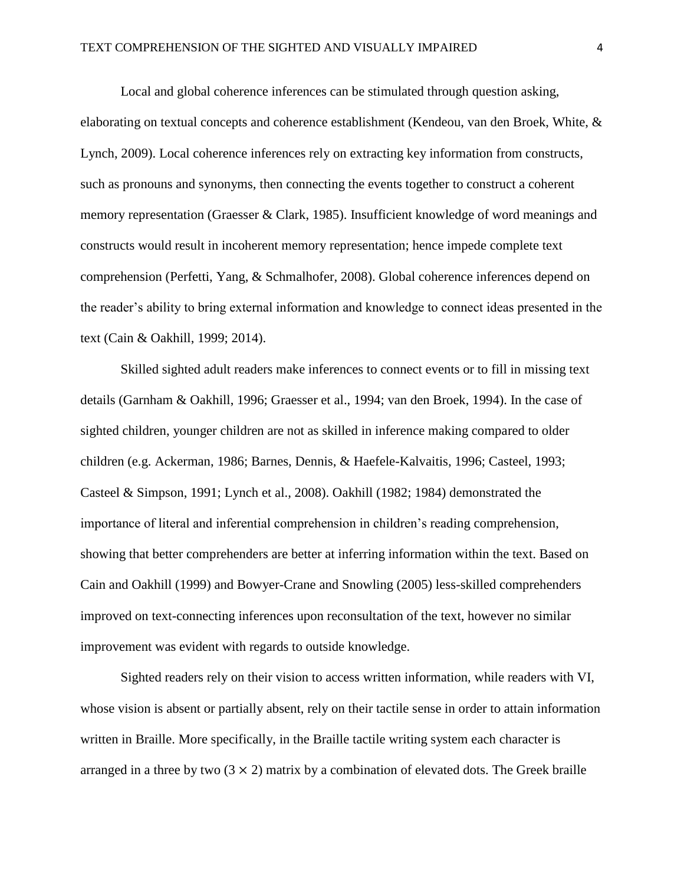Local and global coherence inferences can be stimulated through question asking, elaborating on textual concepts and coherence establishment (Kendeou, van den Broek, White, & Lynch, 2009). Local coherence inferences rely on extracting key information from constructs, such as pronouns and synonyms, then connecting the events together to construct a coherent memory representation (Graesser & Clark, 1985). Insufficient knowledge of word meanings and constructs would result in incoherent memory representation; hence impede complete text comprehension (Perfetti, Yang, & Schmalhofer, 2008). Global coherence inferences depend on the reader's ability to bring external information and knowledge to connect ideas presented in the text (Cain & Oakhill, 1999; 2014).

Skilled sighted adult readers make inferences to connect events or to fill in missing text details (Garnham & Oakhill, 1996; Graesser et al., 1994; van den Broek, 1994). In the case of sighted children, younger children are not as skilled in inference making compared to older children (e.g. Ackerman, 1986; Barnes, Dennis, & Haefele-Kalvaitis, 1996; Casteel, 1993; Casteel & Simpson, 1991; Lynch et al., 2008). Oakhill (1982; 1984) demonstrated the importance of literal and inferential comprehension in children's reading comprehension, showing that better comprehenders are better at inferring information within the text. Based on Cain and Oakhill (1999) and Bowyer-Crane and Snowling (2005) less-skilled comprehenders improved on text-connecting inferences upon reconsultation of the text, however no similar improvement was evident with regards to outside knowledge.

Sighted readers rely on their vision to access written information, while readers with VI, whose vision is absent or partially absent, rely on their tactile sense in order to attain information written in Braille. More specifically, in the Braille tactile writing system each character is arranged in a three by two ($3 \times 2$) matrix by a combination of elevated dots. The Greek braille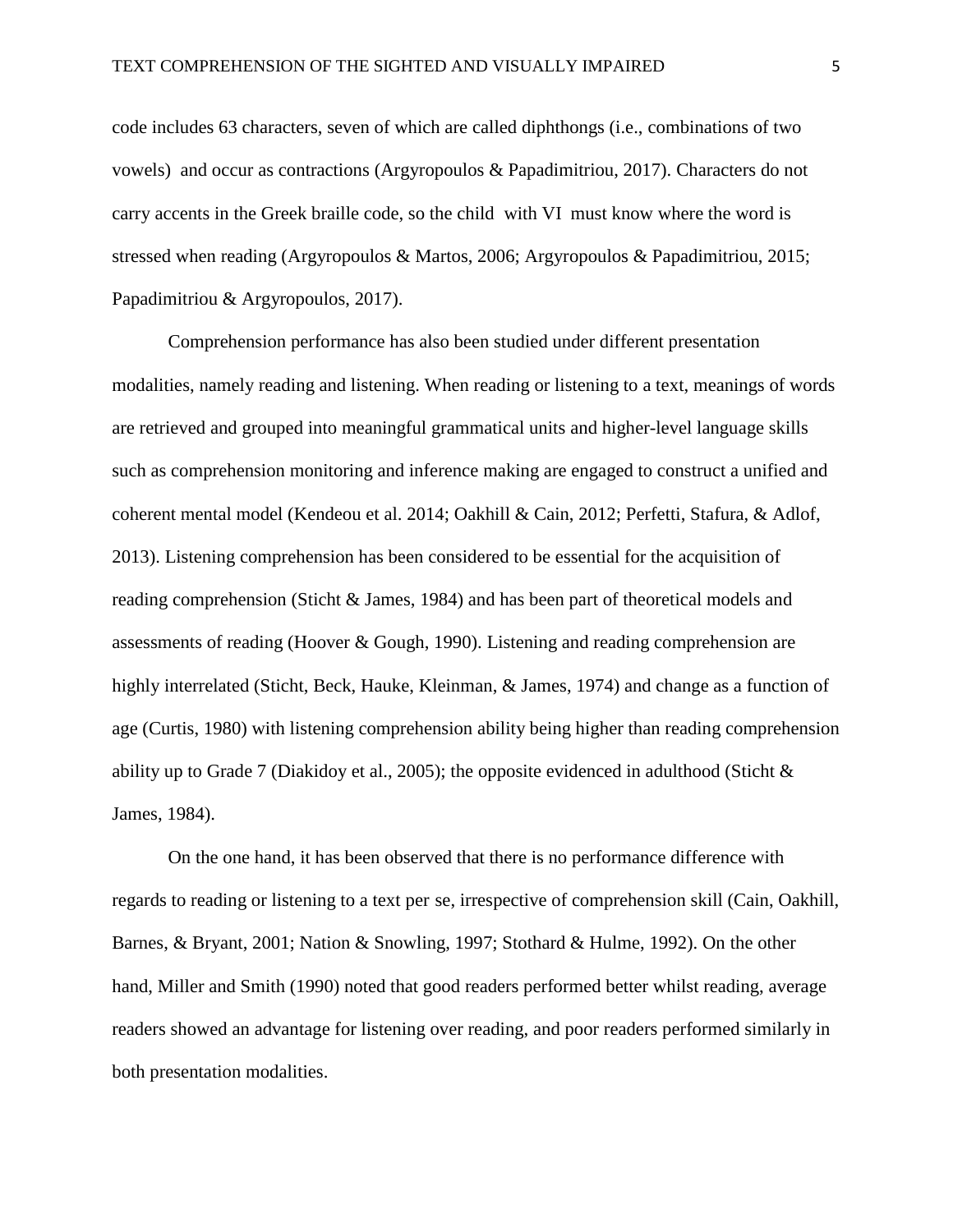code includes 63 characters, seven of which are called diphthongs (i.e., combinations of two vowels) and occur as contractions (Argyropoulos & Papadimitriou, 2017). Characters do not carry accents in the Greek braille code, so the child with VI must know where the word is stressed when reading (Argyropoulos & Martos, 2006; Argyropoulos & Papadimitriou, 2015; Papadimitriou & Argyropoulos, 2017).

Comprehension performance has also been studied under different presentation modalities, namely reading and listening. When reading or listening to a text, meanings of words are retrieved and grouped into meaningful grammatical units and higher-level language skills such as comprehension monitoring and inference making are engaged to construct a unified and coherent mental model (Kendeou et al. 2014; Oakhill & Cain, 2012; Perfetti, Stafura, & Adlof, 2013). Listening comprehension has been considered to be essential for the acquisition of reading comprehension (Sticht & James, 1984) and has been part of theoretical models and assessments of reading (Hoover & Gough, 1990). Listening and reading comprehension are highly interrelated (Sticht, Beck, Hauke, Kleinman, & James, 1974) and change as a function of age (Curtis, 1980) with listening comprehension ability being higher than reading comprehension ability up to Grade 7 (Diakidoy et al., 2005); the opposite evidenced in adulthood (Sticht & James, 1984).

On the one hand, it has been observed that there is no performance difference with regards to reading or listening to a text per se, irrespective of comprehension skill (Cain, Oakhill, Barnes, & Bryant, 2001; Nation & Snowling, 1997; Stothard & Hulme, 1992). On the other hand, Miller and Smith (1990) noted that good readers performed better whilst reading, average readers showed an advantage for listening over reading, and poor readers performed similarly in both presentation modalities.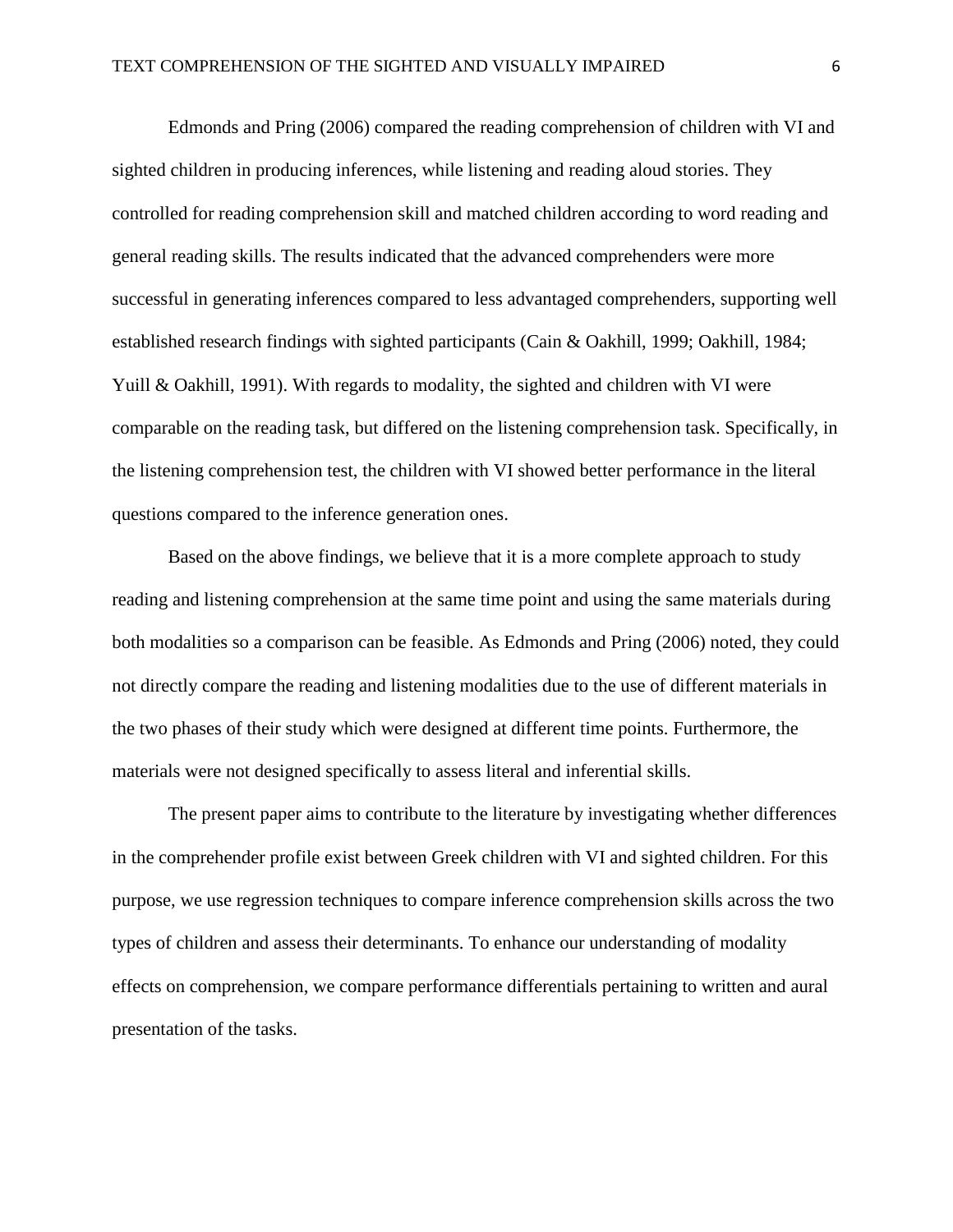Edmonds and Pring (2006) compared the reading comprehension of children with VI and sighted children in producing inferences, while listening and reading aloud stories. They controlled for reading comprehension skill and matched children according to word reading and general reading skills. The results indicated that the advanced comprehenders were more successful in generating inferences compared to less advantaged comprehenders, supporting well established research findings with sighted participants (Cain & Oakhill, 1999; Oakhill, 1984; Yuill & Oakhill, 1991). With regards to modality, the sighted and children with VI were comparable on the reading task, but differed on the listening comprehension task. Specifically, in the listening comprehension test, the children with VI showed better performance in the literal questions compared to the inference generation ones.

Based on the above findings, we believe that it is a more complete approach to study reading and listening comprehension at the same time point and using the same materials during both modalities so a comparison can be feasible. As Edmonds and Pring (2006) noted, they could not directly compare the reading and listening modalities due to the use of different materials in the two phases of their study which were designed at different time points. Furthermore, the materials were not designed specifically to assess literal and inferential skills.

The present paper aims to contribute to the literature by investigating whether differences in the comprehender profile exist between Greek children with VI and sighted children. For this purpose, we use regression techniques to compare inference comprehension skills across the two types of children and assess their determinants. To enhance our understanding of modality effects on comprehension, we compare performance differentials pertaining to written and aural presentation of the tasks.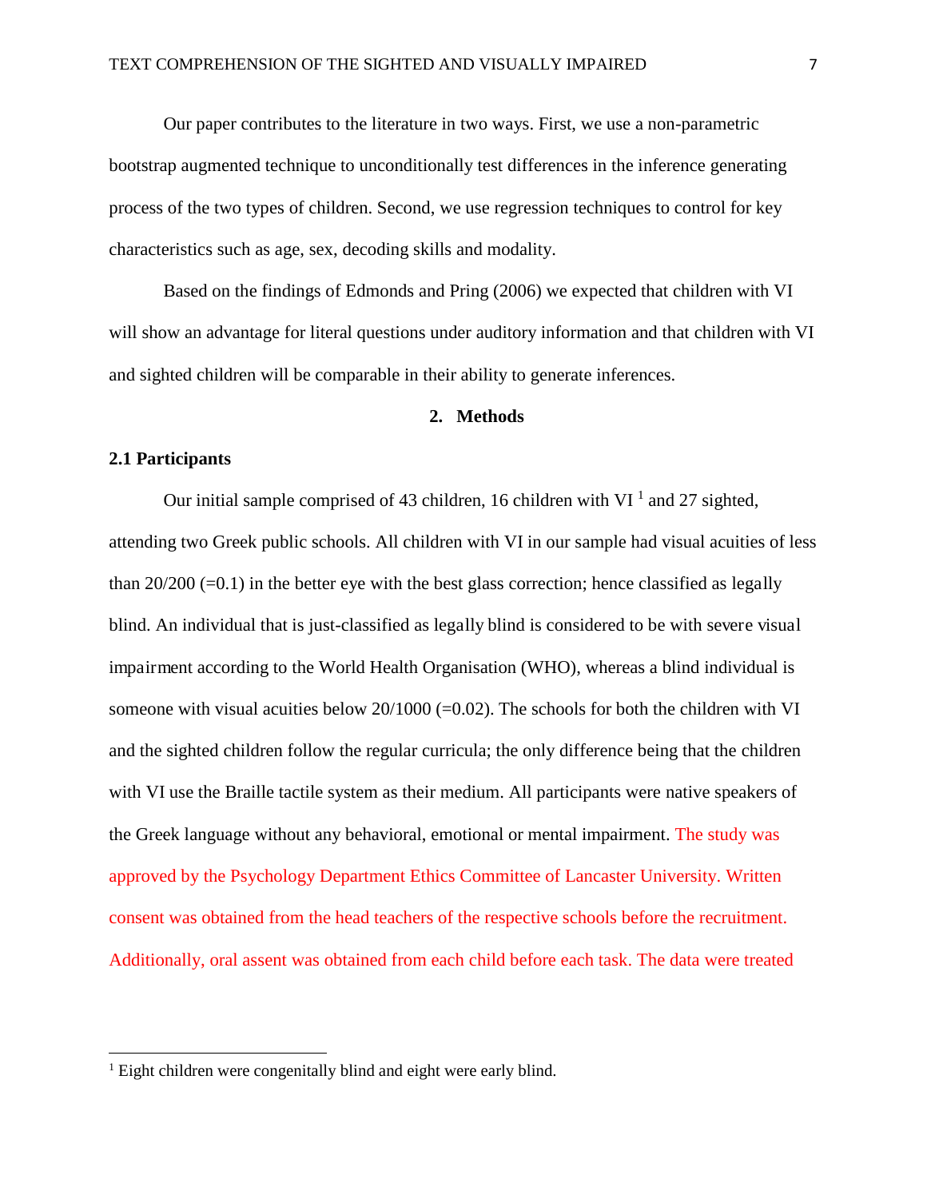Our paper contributes to the literature in two ways. First, we use a non-parametric bootstrap augmented technique to unconditionally test differences in the inference generating process of the two types of children. Second, we use regression techniques to control for key characteristics such as age, sex, decoding skills and modality.

Based on the findings of Edmonds and Pring (2006) we expected that children with VI will show an advantage for literal questions under auditory information and that children with VI and sighted children will be comparable in their ability to generate inferences.

## 2. Methods

### 2.1 Participants

Our initial sample comprised of 43 children, 16 children with VI [1] and 27 sighted, attending two Greek public schools. All children with VI in our sample had visual acuities of less than 20/200 (=0.1) in the better eye with the best glass correction; hence classified as legally blind. An individual that is just-classified as legally blind is considered to be with severe visual impairment according to the World Health Organisation (WHO), whereas a blind individual is someone with visual acuities below 20/1000 (=0.02). The schools for both the children with VI and the sighted children follow the regular curricula; the only difference being that the children with VI use the Braille tactile system as their medium. All participants were native speakers of the Greek language without any behavioral, emotional or mental impairment. The study was approved by the Psychology Department Ethics Committee of Lancaster University. Written consent was obtained from the head teachers of the respective schools before the recruitment. Additionally, oral assent was obtained from each child before each task. The data were treated

[1] Eight children were congenitally blind and eight were early blind.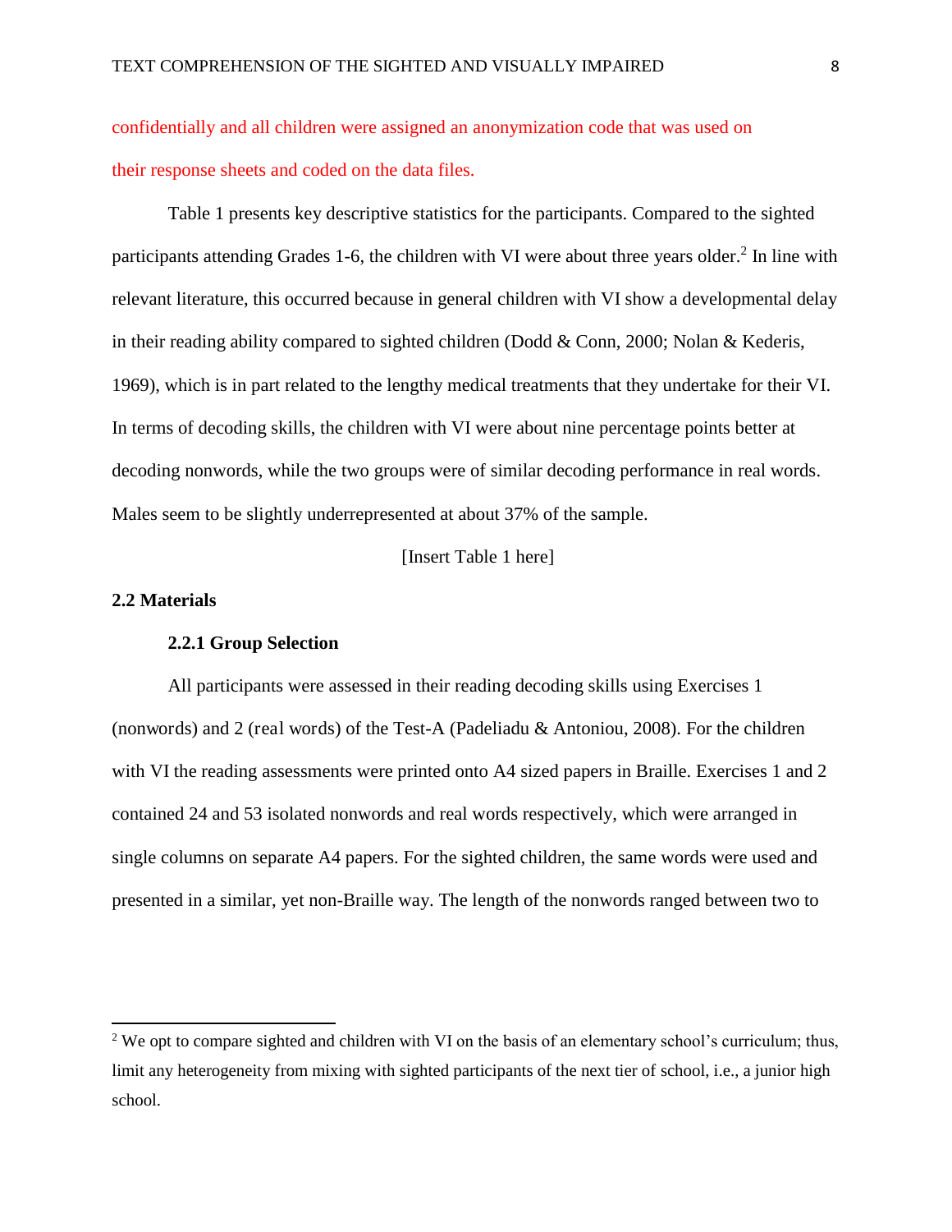confidentially and all children were assigned an anonymization code that was used on their response sheets and coded on the data files.

Table 1 presents key descriptive statistics for the participants. Compared to the sighted participants attending Grades 1-6, the children with VI were about three years older.[2] In line with relevant literature, this occurred because in general children with VI show a developmental delay in their reading ability compared to sighted children (Dodd & Conn, 2000; Nolan & Kederis, 1969), which is in part related to the lengthy medical treatments that they undertake for their VI. In terms of decoding skills, the children with VI were about nine percentage points better at decoding nonwords, while the two groups were of similar decoding performance in real words. Males seem to be slightly underrepresented at about 37% of the sample.

[Insert Table 1 here]

## 2.2 Materials

### 2.2.1 Group Selection

All participants were assessed in their reading decoding skills using Exercises 1 (nonwords) and 2 (real words) of the Test-A (Padeliadu & Antoniou, 2008). For the children with VI the reading assessments were printed onto A4 sized papers in Braille. Exercises 1 and 2 contained 24 and 53 isolated nonwords and real words respectively, which were arranged in single columns on separate A4 papers. For the sighted children, the same words were used and presented in a similar, yet non-Braille way. The length of the nonwords ranged between two to

[2] We opt to compare sighted and children with VI on the basis of an elementary school's curriculum; thus, limit any heterogeneity from mixing with sighted participants of the next tier of school, i.e., a junior high school.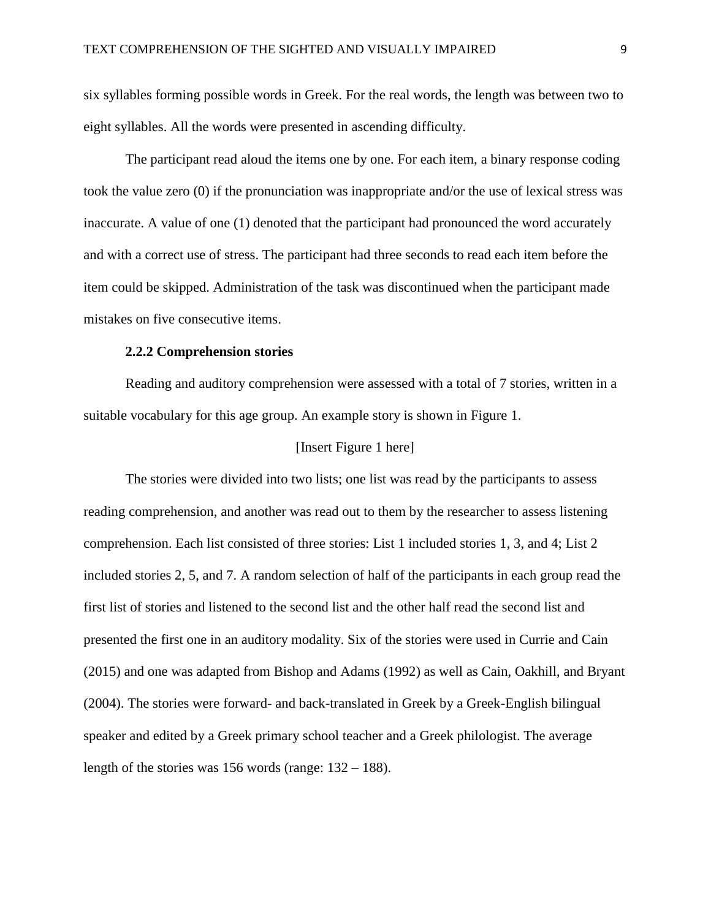six syllables forming possible words in Greek. For the real words, the length was between two to eight syllables. All the words were presented in ascending difficulty.

The participant read aloud the items one by one. For each item, a binary response coding took the value zero (0) if the pronunciation was inappropriate and/or the use of lexical stress was inaccurate. A value of one (1) denoted that the participant had pronounced the word accurately and with a correct use of stress. The participant had three seconds to read each item before the item could be skipped. Administration of the task was discontinued when the participant made mistakes on five consecutive items.

#### 2.2.2 Comprehension stories

Reading and auditory comprehension were assessed with a total of 7 stories, written in a suitable vocabulary for this age group. An example story is shown in Figure 1.

[Insert Figure 1 here]

The stories were divided into two lists; one list was read by the participants to assess reading comprehension, and another was read out to them by the researcher to assess listening comprehension. Each list consisted of three stories: List 1 included stories 1, 3, and 4; List 2 included stories 2, 5, and 7. A random selection of half of the participants in each group read the first list of stories and listened to the second list and the other half read the second list and presented the first one in an auditory modality. Six of the stories were used in Currie and Cain (2015) and one was adapted from Bishop and Adams (1992) as well as Cain, Oakhill, and Bryant (2004). The stories were forward- and back-translated in Greek by a Greek-English bilingual speaker and edited by a Greek primary school teacher and a Greek philologist. The average length of the stories was 156 words (range: 132 – 188).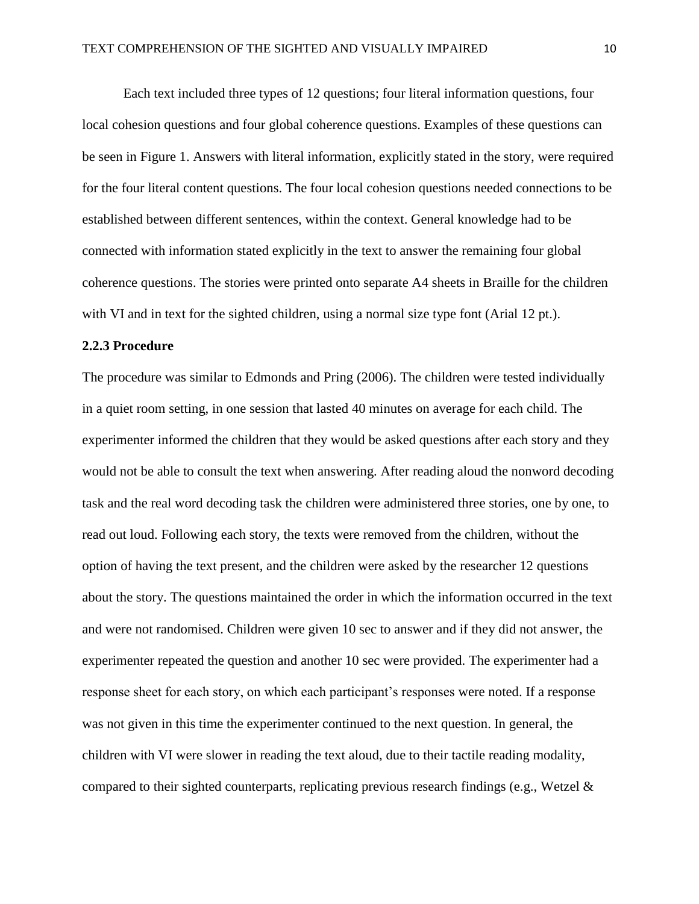Each text included three types of 12 questions; four literal information questions, four local cohesion questions and four global coherence questions. Examples of these questions can be seen in Figure 1. Answers with literal information, explicitly stated in the story, were required for the four literal content questions. The four local cohesion questions needed connections to be established between different sentences, within the context. General knowledge had to be connected with information stated explicitly in the text to answer the remaining four global coherence questions. The stories were printed onto separate A4 sheets in Braille for the children with VI and in text for the sighted children, using a normal size type font (Arial 12 pt.).

### 2.2.3 Procedure

The procedure was similar to Edmonds and Pring (2006). The children were tested individually in a quiet room setting, in one session that lasted 40 minutes on average for each child. The experimenter informed the children that they would be asked questions after each story and they would not be able to consult the text when answering. After reading aloud the nonword decoding task and the real word decoding task the children were administered three stories, one by one, to read out loud. Following each story, the texts were removed from the children, without the option of having the text present, and the children were asked by the researcher 12 questions about the story. The questions maintained the order in which the information occurred in the text and were not randomised. Children were given 10 sec to answer and if they did not answer, the experimenter repeated the question and another 10 sec were provided. The experimenter had a response sheet for each story, on which each participant's responses were noted. If a response was not given in this time the experimenter continued to the next question. In general, the children with VI were slower in reading the text aloud, due to their tactile reading modality, compared to their sighted counterparts, replicating previous research findings (e.g., Wetzel &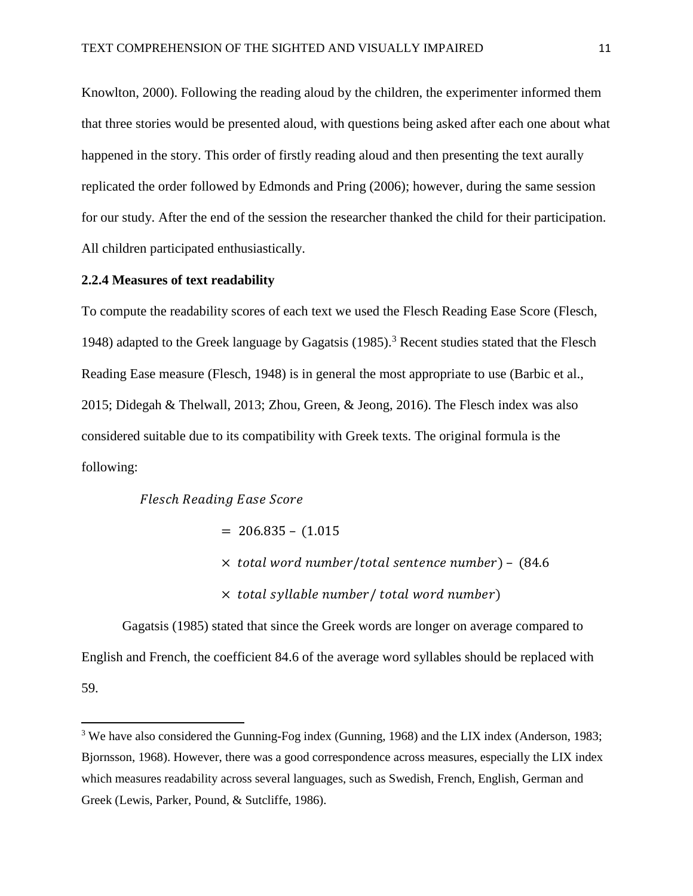Knowlton, 2000). Following the reading aloud by the children, the experimenter informed them that three stories would be presented aloud, with questions being asked after each one about what happened in the story. This order of firstly reading aloud and then presenting the text aurally replicated the order followed by Edmonds and Pring (2006); however, during the same session for our study. After the end of the session the researcher thanked the child for their participation. All children participated enthusiastically.

### 2.2.4 Measures of text readability

To compute the readability scores of each text we used the Flesch Reading Ease Score (Flesch, 1948) adapted to the Greek language by Gagatsis (1985).[3] Recent studies stated that the Flesch Reading Ease measure (Flesch, 1948) is in general the most appropriate to use (Barbic et al., 2015; Didegah & Thelwall, 2013; Zhou, Green, & Jeong, 2016). The Flesch index was also considered suitable due to its compatibility with Greek texts. The original formula is the following:

$$\begin{aligned} \textit{Flesch Reading Ease Score} \\ &= 206.835 - (1.015 \\ &\times \textit{total word number}/\textit{total sentence number}) - (84.6 \\ &\times \textit{total syllable number}/\textit{total word number}) \end{aligned}$$

Gagatsis (1985) stated that since the Greek words are longer on average compared to English and French, the coefficient 84.6 of the average word syllables should be replaced with 59.

[3] We have also considered the Gunning-Fog index (Gunning, 1968) and the LIX index (Anderson, 1983; Bjornsson, 1968). However, there was a good correspondence across measures, especially the LIX index which measures readability across several languages, such as Swedish, French, English, German and Greek (Lewis, Parker, Pound, & Sutcliffe, 1986).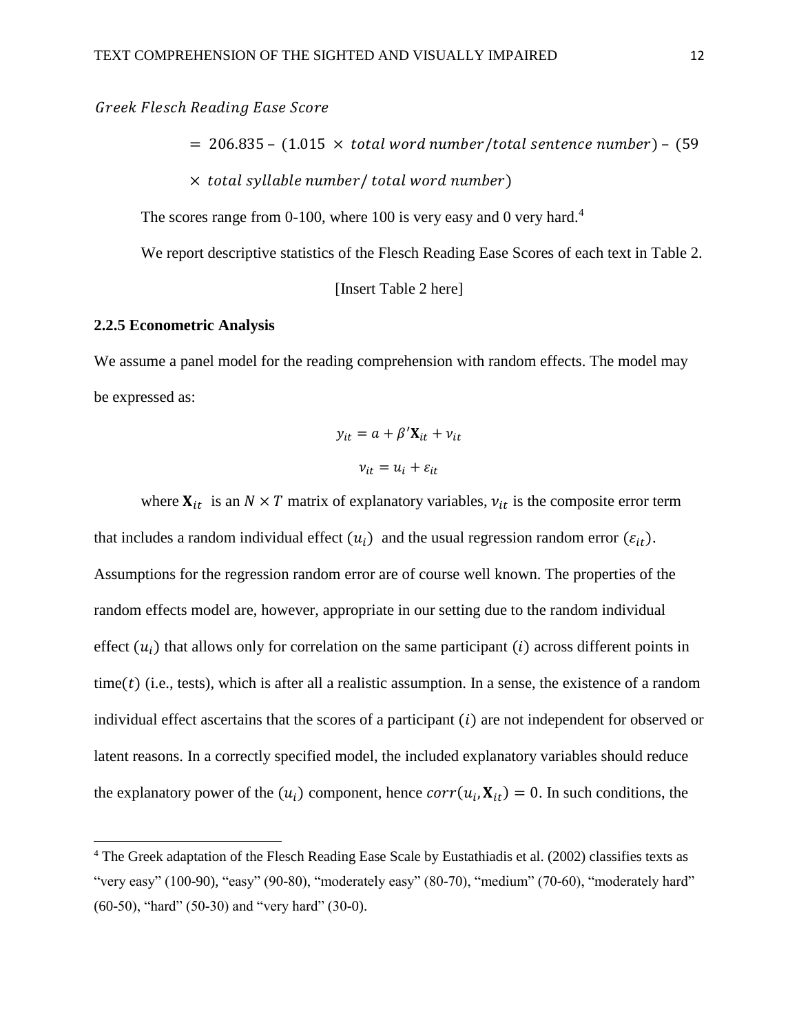$$Greek\ Flesch\ Reading\ Ease\ Score$$

$$= 206.835 - (1.015 \times total\ word\ number/total\ sentence\ number) - (59 \times total\ syllable\ number/\ total\ word\ number)$$

The scores range from 0-100, where 100 is very easy and 0 very hard.[4]

We report descriptive statistics of the Flesch Reading Ease Scores of each text in Table 2.

[Insert Table 2 here]

### 2.2.5 Econometric Analysis

We assume a panel model for the reading comprehension with random effects. The model may be expressed as:

$$y_{it} = a + \beta' \mathbf{X}_{it} + v_{it}$$

$$v_{it} = u_i + \varepsilon_{it}$$

where $\mathbf{X}_{it}$ is an $N \times T$ matrix of explanatory variables, $v_{it}$ is the composite error term that includes a random individual effect $(u_i)$ and the usual regression random error $(\varepsilon_{it})$. Assumptions for the regression random error are of course well known. The properties of the random effects model are, however, appropriate in our setting due to the random individual effect $(u_i)$ that allows only for correlation on the same participant $(i)$ across different points in time$(t)$ (i.e., tests), which is after all a realistic assumption. In a sense, the existence of a random individual effect ascertains that the scores of a participant $(i)$ are not independent for observed or latent reasons. In a correctly specified model, the included explanatory variables should reduce the explanatory power of the $(u_i)$ component, hence $corr(u_i, \mathbf{X}_{it}) = 0$. In such conditions, the

[4] The Greek adaptation of the Flesch Reading Ease Scale by Eustathiadis et al. (2002) classifies texts as "very easy" (100-90), "easy" (90-80), "moderately easy" (80-70), "medium" (70-60), "moderately hard" (60-50), "hard" (50-30) and "very hard" (30-0).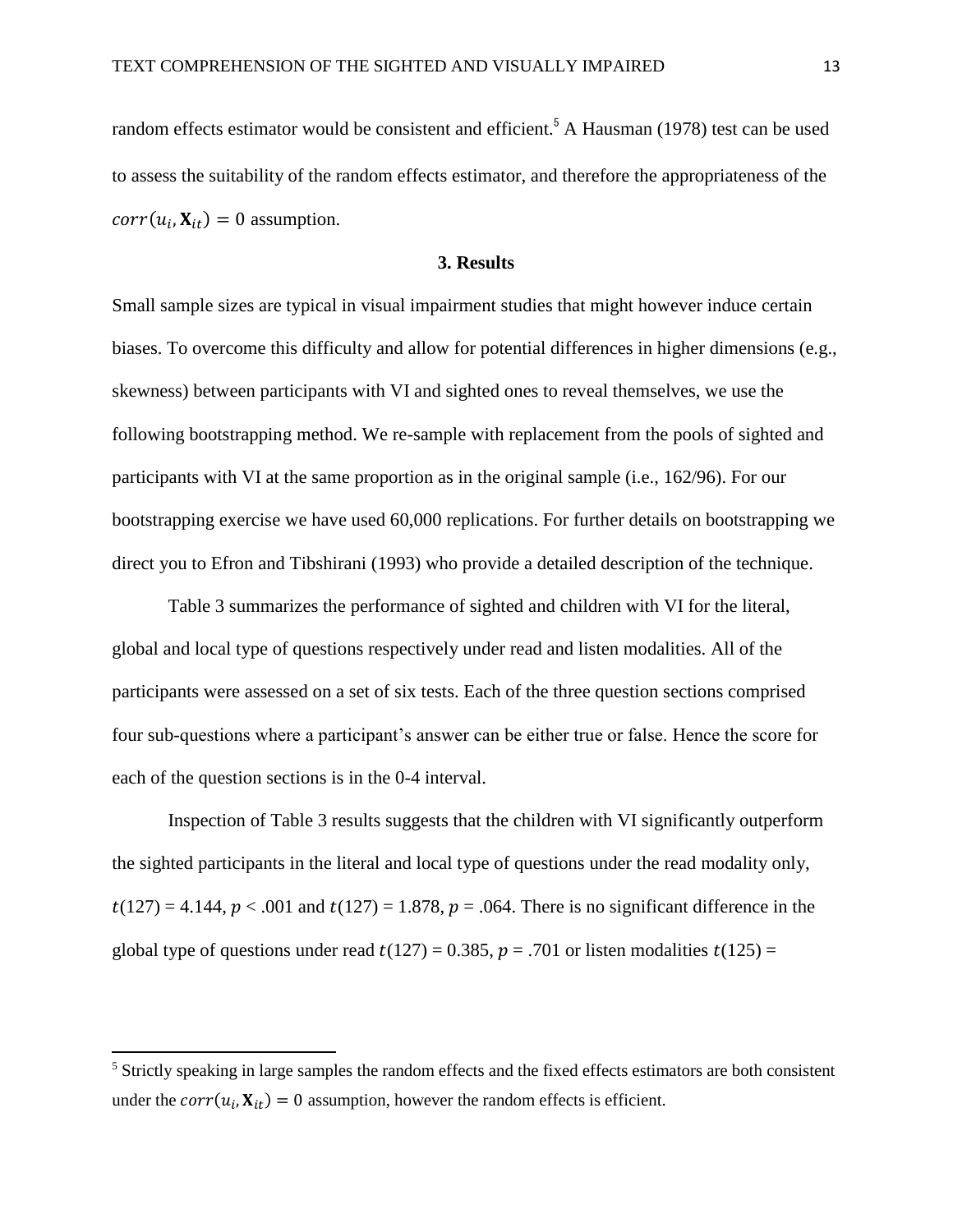random effects estimator would be consistent and efficient.[5] A Hausman (1978) test can be used to assess the suitability of the random effects estimator, and therefore the appropriateness of the $corr(u_i, \mathbf{X}_{it}) = 0$ assumption.

## 3. Results

Small sample sizes are typical in visual impairment studies that might however induce certain biases. To overcome this difficulty and allow for potential differences in higher dimensions (e.g., skewness) between participants with VI and sighted ones to reveal themselves, we use the following bootstrapping method. We re-sample with replacement from the pools of sighted and participants with VI at the same proportion as in the original sample (i.e., 162/96). For our bootstrapping exercise we have used 60,000 replications. For further details on bootstrapping we direct you to Efron and Tibshirani (1993) who provide a detailed description of the technique.

Table 3 summarizes the performance of sighted and children with VI for the literal, global and local type of questions respectively under read and listen modalities. All of the participants were assessed on a set of six tests. Each of the three question sections comprised four sub-questions where a participant's answer can be either true or false. Hence the score for each of the question sections is in the 0-4 interval.

Inspection of Table 3 results suggests that the children with VI significantly outperform the sighted participants in the literal and local type of questions under the read modality only, $t(127) = 4.144$, $p < .001$ and $t(127) = 1.878$, $p = .064$. There is no significant difference in the global type of questions under read $t(127) = 0.385$, $p = .701$ or listen modalities $t(125) =$

[5] Strictly speaking in large samples the random effects and the fixed effects estimators are both consistent under the $corr(u_i, \mathbf{X}_{it}) = 0$ assumption, however the random effects is efficient.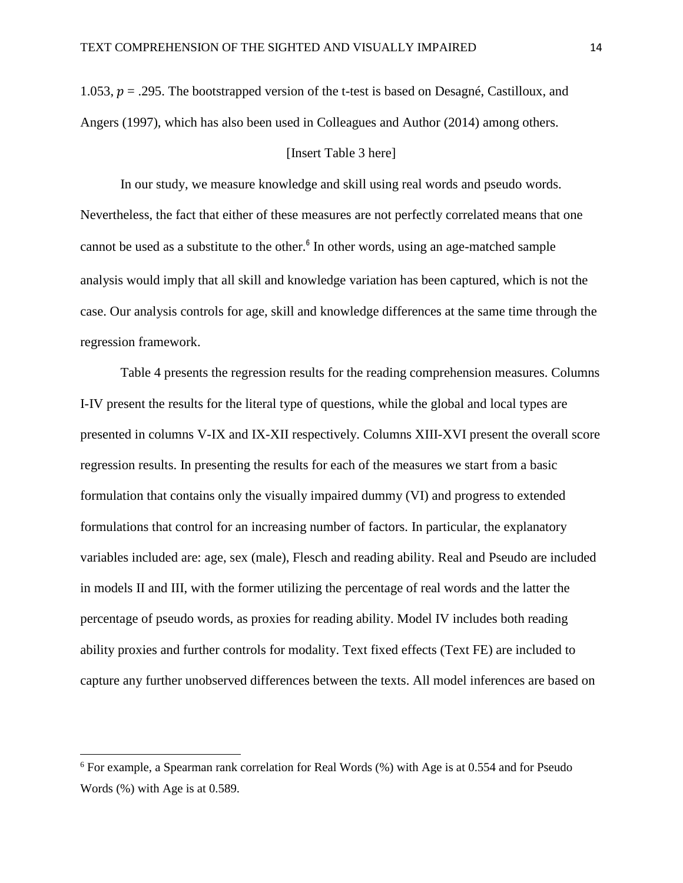1.053, $p = .295$. The bootstrapped version of the t-test is based on Desagné, Castilloux, and Angers (1997), which has also been used in Colleagues and Author (2014) among others.

[Insert Table 3 here]

In our study, we measure knowledge and skill using real words and pseudo words. Nevertheless, the fact that either of these measures are not perfectly correlated means that one cannot be used as a substitute to the other.[6] In other words, using an age-matched sample analysis would imply that all skill and knowledge variation has been captured, which is not the case. Our analysis controls for age, skill and knowledge differences at the same time through the regression framework.

Table 4 presents the regression results for the reading comprehension measures. Columns I-IV present the results for the literal type of questions, while the global and local types are presented in columns V-IX and IX-XII respectively. Columns XIII-XVI present the overall score regression results. In presenting the results for each of the measures we start from a basic formulation that contains only the visually impaired dummy (VI) and progress to extended formulations that control for an increasing number of factors. In particular, the explanatory variables included are: age, sex (male), Flesch and reading ability. Real and Pseudo are included in models II and III, with the former utilizing the percentage of real words and the latter the percentage of pseudo words, as proxies for reading ability. Model IV includes both reading ability proxies and further controls for modality. Text fixed effects (Text FE) are included to capture any further unobserved differences between the texts. All model inferences are based on

[6] For example, a Spearman rank correlation for Real Words (%) with Age is at 0.554 and for Pseudo Words (%) with Age is at 0.589.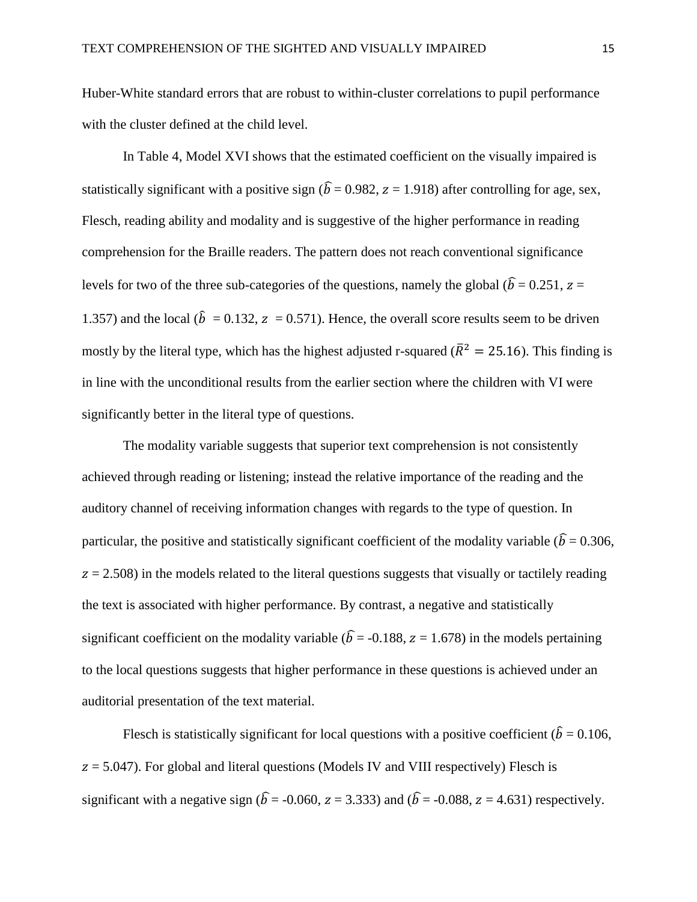Huber-White standard errors that are robust to within-cluster correlations to pupil performance with the cluster defined at the child level.

In Table 4, Model XVI shows that the estimated coefficient on the visually impaired is statistically significant with a positive sign ($\widehat{b}$ = 0.982, $z$ = 1.918) after controlling for age, sex, Flesch, reading ability and modality and is suggestive of the higher performance in reading comprehension for the Braille readers. The pattern does not reach conventional significance levels for two of the three sub-categories of the questions, namely the global ($\widehat{b}$ = 0.251, $z$ = 1.357) and the local ($\hat{b}$ = 0.132, $z$ = 0.571). Hence, the overall score results seem to be driven mostly by the literal type, which has the highest adjusted r-squared ($\bar{R}^2 = 25.16$). This finding is in line with the unconditional results from the earlier section where the children with VI were significantly better in the literal type of questions.

The modality variable suggests that superior text comprehension is not consistently achieved through reading or listening; instead the relative importance of the reading and the auditory channel of receiving information changes with regards to the type of question. In particular, the positive and statistically significant coefficient of the modality variable ($\widehat{b}$ = 0.306, $z$ = 2.508) in the models related to the literal questions suggests that visually or tactilely reading the text is associated with higher performance. By contrast, a negative and statistically significant coefficient on the modality variable ($\widehat{b}$ = -0.188, $z$ = 1.678) in the models pertaining to the local questions suggests that higher performance in these questions is achieved under an auditorial presentation of the text material.

Flesch is statistically significant for local questions with a positive coefficient ($\hat{b}$ = 0.106, $z$ = 5.047). For global and literal questions (Models IV and VIII respectively) Flesch is significant with a negative sign ($\widehat{b}$ = -0.060, $z$ = 3.333) and ($\widehat{b}$ = -0.088, $z$ = 4.631) respectively.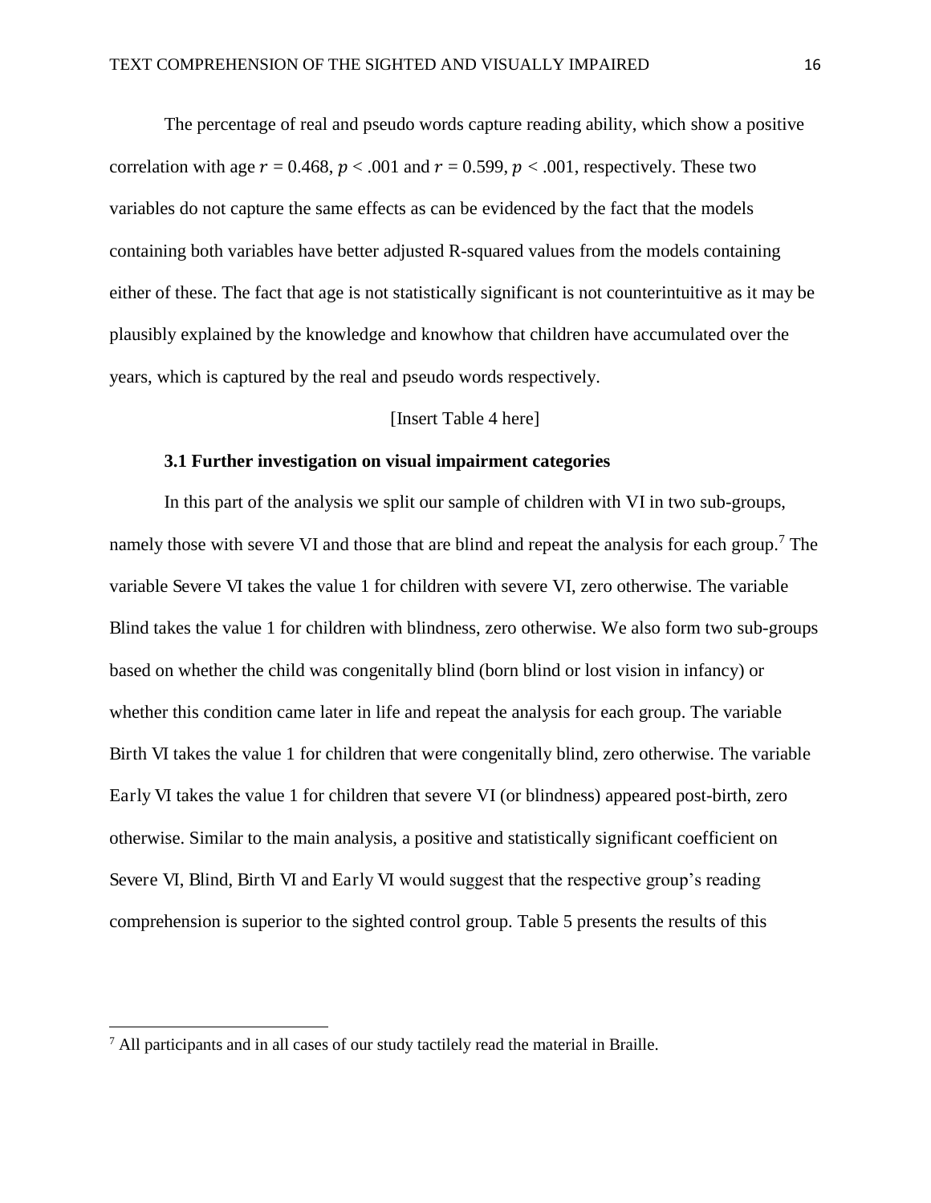The percentage of real and pseudo words capture reading ability, which show a positive correlation with age $r$ = 0.468, $p$ < .001 and $r$ = 0.599, $p$ < .001, respectively. These two variables do not capture the same effects as can be evidenced by the fact that the models containing both variables have better adjusted R-squared values from the models containing either of these. The fact that age is not statistically significant is not counterintuitive as it may be plausibly explained by the knowledge and knowhow that children have accumulated over the years, which is captured by the real and pseudo words respectively.

[Insert Table 4 here]

### 3.1 Further investigation on visual impairment categories

In this part of the analysis we split our sample of children with VI in two sub-groups, namely those with severe VI and those that are blind and repeat the analysis for each group.[7] The variable Severe VI takes the value 1 for children with severe VI, zero otherwise. The variable Blind takes the value 1 for children with blindness, zero otherwise. We also form two sub-groups based on whether the child was congenitally blind (born blind or lost vision in infancy) or whether this condition came later in life and repeat the analysis for each group. The variable Birth VI takes the value 1 for children that were congenitally blind, zero otherwise. The variable Early VI takes the value 1 for children that severe VI (or blindness) appeared post-birth, zero otherwise. Similar to the main analysis, a positive and statistically significant coefficient on Severe VI, Blind, Birth VI and Early VI would suggest that the respective group's reading comprehension is superior to the sighted control group. Table 5 presents the results of this

[7] All participants and in all cases of our study tactilely read the material in Braille.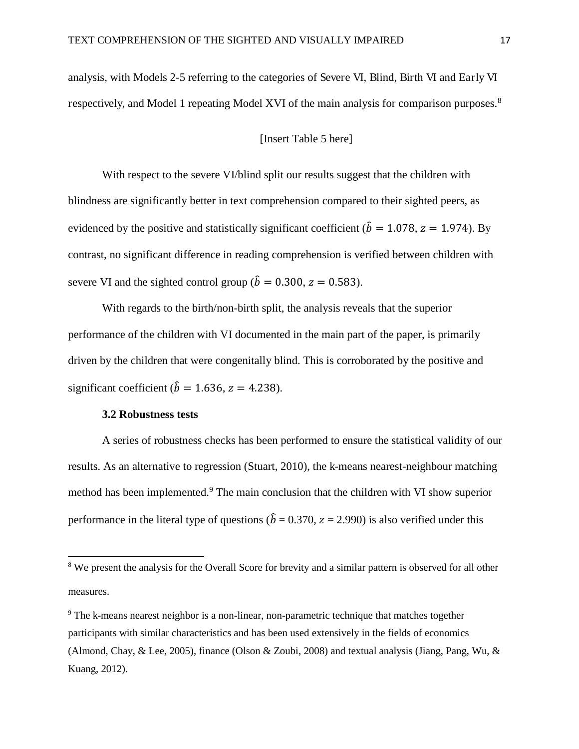analysis, with Models 2-5 referring to the categories of Severe VI, Blind, Birth VI and Early VI respectively, and Model 1 repeating Model XVI of the main analysis for comparison purposes.[8]

[Insert Table 5 here]

With respect to the severe VI/blind split our results suggest that the children with blindness are significantly better in text comprehension compared to their sighted peers, as evidenced by the positive and statistically significant coefficient ($\hat{b} = 1.078$, $z = 1.974$). By contrast, no significant difference in reading comprehension is verified between children with severe VI and the sighted control group ($\hat{b} = 0.300$, $z = 0.583$).

With regards to the birth/non-birth split, the analysis reveals that the superior performance of the children with VI documented in the main part of the paper, is primarily driven by the children that were congenitally blind. This is corroborated by the positive and significant coefficient ($\hat{b} = 1.636$, $z = 4.238$).

### 3.2 Robustness tests

A series of robustness checks has been performed to ensure the statistical validity of our results. As an alternative to regression (Stuart, 2010), the k-means nearest-neighbour matching method has been implemented.[9] The main conclusion that the children with VI show superior performance in the literal type of questions ($\hat{b}$ = 0.370, $z$ = 2.990) is also verified under this

---

[8] We present the analysis for the Overall Score for brevity and a similar pattern is observed for all other measures.

[9] The k-means nearest neighbor is a non-linear, non-parametric technique that matches together participants with similar characteristics and has been used extensively in the fields of economics (Almond, Chay, & Lee, 2005), finance (Olson & Zoubi, 2008) and textual analysis (Jiang, Pang, Wu, & Kuang, 2012).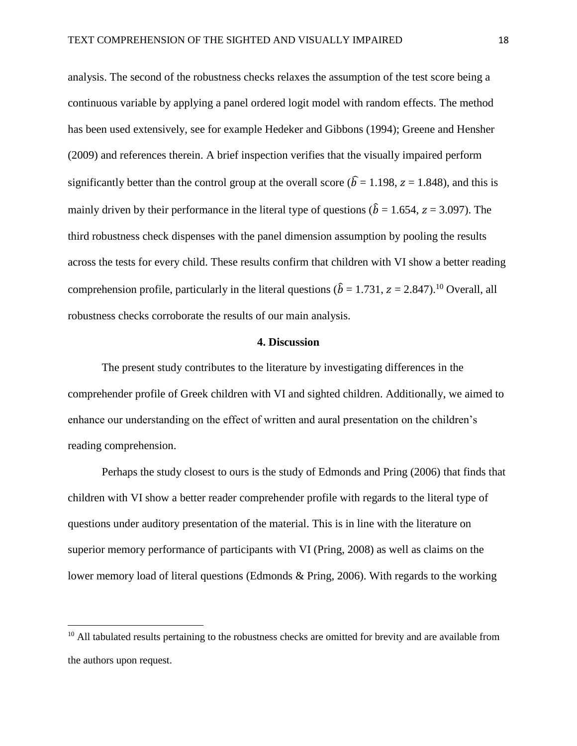analysis. The second of the robustness checks relaxes the assumption of the test score being a continuous variable by applying a panel ordered logit model with random effects. The method has been used extensively, see for example Hedeker and Gibbons (1994); Greene and Hensher (2009) and references therein. A brief inspection verifies that the visually impaired perform significantly better than the control group at the overall score ($\hat{b}$ = 1.198, $z$ = 1.848), and this is mainly driven by their performance in the literal type of questions ($\hat{b}$ = 1.654, $z$ = 3.097). The third robustness check dispenses with the panel dimension assumption by pooling the results across the tests for every child. These results confirm that children with VI show a better reading comprehension profile, particularly in the literal questions ($\hat{b}$ = 1.731, $z$ = 2.847).[10] Overall, all robustness checks corroborate the results of our main analysis.

## 4. Discussion

The present study contributes to the literature by investigating differences in the comprehender profile of Greek children with VI and sighted children. Additionally, we aimed to enhance our understanding on the effect of written and aural presentation on the children's reading comprehension.

Perhaps the study closest to ours is the study of Edmonds and Pring (2006) that finds that children with VI show a better reader comprehender profile with regards to the literal type of questions under auditory presentation of the material. This is in line with the literature on superior memory performance of participants with VI (Pring, 2008) as well as claims on the lower memory load of literal questions (Edmonds & Pring, 2006). With regards to the working

[10] All tabulated results pertaining to the robustness checks are omitted for brevity and are available from the authors upon request.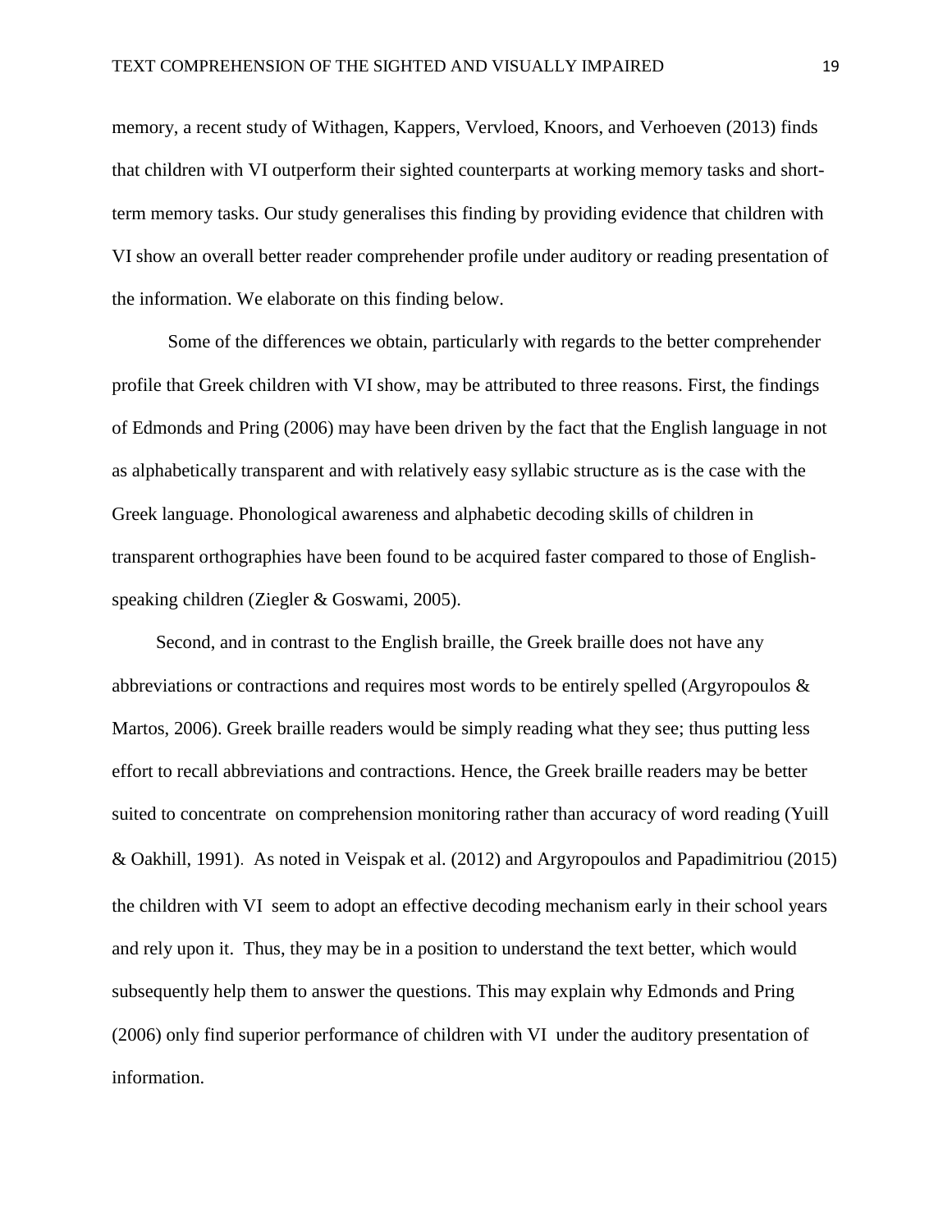memory, a recent study of Withagen, Kappers, Vervloed, Knoors, and Verhoeven (2013) finds that children with VI outperform their sighted counterparts at working memory tasks and short-term memory tasks. Our study generalises this finding by providing evidence that children with VI show an overall better reader comprehender profile under auditory or reading presentation of the information. We elaborate on this finding below.

Some of the differences we obtain, particularly with regards to the better comprehender profile that Greek children with VI show, may be attributed to three reasons. First, the findings of Edmonds and Pring (2006) may have been driven by the fact that the English language in not as alphabetically transparent and with relatively easy syllabic structure as is the case with the Greek language. Phonological awareness and alphabetic decoding skills of children in transparent orthographies have been found to be acquired faster compared to those of English-speaking children (Ziegler & Goswami, 2005).

Second, and in contrast to the English braille, the Greek braille does not have any abbreviations or contractions and requires most words to be entirely spelled (Argyropoulos & Martos, 2006). Greek braille readers would be simply reading what they see; thus putting less effort to recall abbreviations and contractions. Hence, the Greek braille readers may be better suited to concentrate on comprehension monitoring rather than accuracy of word reading (Yuill & Oakhill, 1991). As noted in Veispak et al. (2012) and Argyropoulos and Papadimitriou (2015) the children with VI seem to adopt an effective decoding mechanism early in their school years and rely upon it. Thus, they may be in a position to understand the text better, which would subsequently help them to answer the questions. This may explain why Edmonds and Pring (2006) only find superior performance of children with VI under the auditory presentation of information.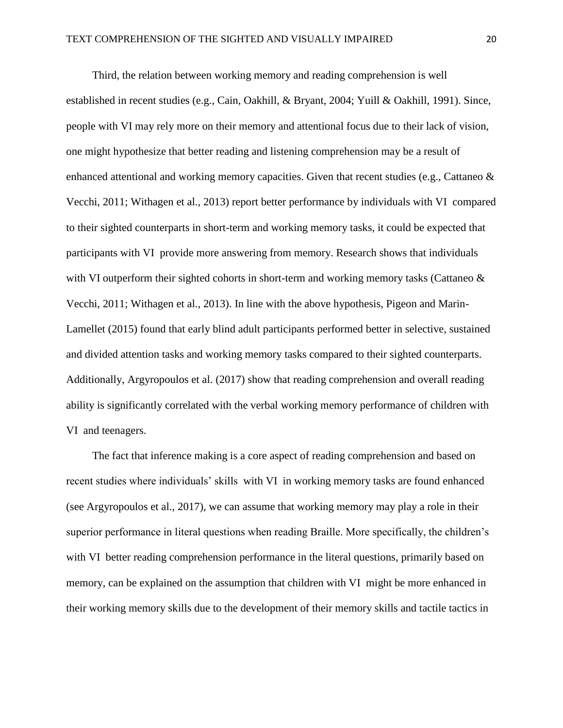Third, the relation between working memory and reading comprehension is well established in recent studies (e.g., Cain, Oakhill, & Bryant, 2004; Yuill & Oakhill, 1991). Since, people with VI may rely more on their memory and attentional focus due to their lack of vision, one might hypothesize that better reading and listening comprehension may be a result of enhanced attentional and working memory capacities. Given that recent studies (e.g., Cattaneo & Vecchi, 2011; Withagen et al., 2013) report better performance by individuals with VI compared to their sighted counterparts in short-term and working memory tasks, it could be expected that participants with VI provide more answering from memory. Research shows that individuals with VI outperform their sighted cohorts in short-term and working memory tasks (Cattaneo & Vecchi, 2011; Withagen et al., 2013). In line with the above hypothesis, Pigeon and Marin-Lamellet (2015) found that early blind adult participants performed better in selective, sustained and divided attention tasks and working memory tasks compared to their sighted counterparts. Additionally, Argyropoulos et al. (2017) show that reading comprehension and overall reading ability is significantly correlated with the verbal working memory performance of children with VI and teenagers.

The fact that inference making is a core aspect of reading comprehension and based on recent studies where individuals' skills with VI in working memory tasks are found enhanced (see Argyropoulos et al., 2017), we can assume that working memory may play a role in their superior performance in literal questions when reading Braille. More specifically, the children's with VI better reading comprehension performance in the literal questions, primarily based on memory, can be explained on the assumption that children with VI might be more enhanced in their working memory skills due to the development of their memory skills and tactile tactics in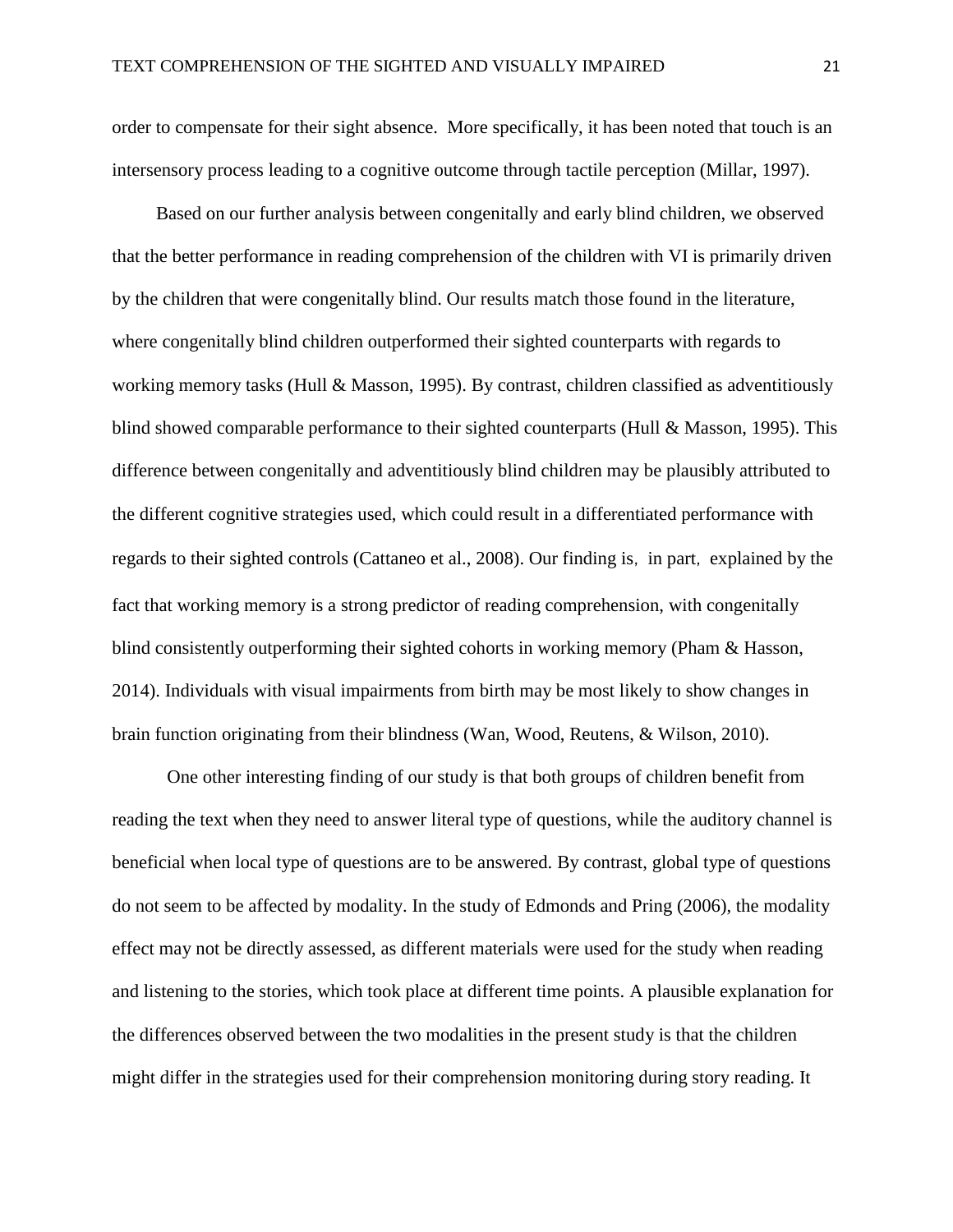order to compensate for their sight absence. More specifically, it has been noted that touch is an intersensory process leading to a cognitive outcome through tactile perception (Millar, 1997).

Based on our further analysis between congenitally and early blind children, we observed that the better performance in reading comprehension of the children with VI is primarily driven by the children that were congenitally blind. Our results match those found in the literature, where congenitally blind children outperformed their sighted counterparts with regards to working memory tasks (Hull & Masson, 1995). By contrast, children classified as adventitiously blind showed comparable performance to their sighted counterparts (Hull & Masson, 1995). This difference between congenitally and adventitiously blind children may be plausibly attributed to the different cognitive strategies used, which could result in a differentiated performance with regards to their sighted controls (Cattaneo et al., 2008). Our finding is, in part, explained by the fact that working memory is a strong predictor of reading comprehension, with congenitally blind consistently outperforming their sighted cohorts in working memory (Pham & Hasson, 2014). Individuals with visual impairments from birth may be most likely to show changes in brain function originating from their blindness (Wan, Wood, Reutens, & Wilson, 2010).

One other interesting finding of our study is that both groups of children benefit from reading the text when they need to answer literal type of questions, while the auditory channel is beneficial when local type of questions are to be answered. By contrast, global type of questions do not seem to be affected by modality. In the study of Edmonds and Pring (2006), the modality effect may not be directly assessed, as different materials were used for the study when reading and listening to the stories, which took place at different time points. A plausible explanation for the differences observed between the two modalities in the present study is that the children might differ in the strategies used for their comprehension monitoring during story reading. It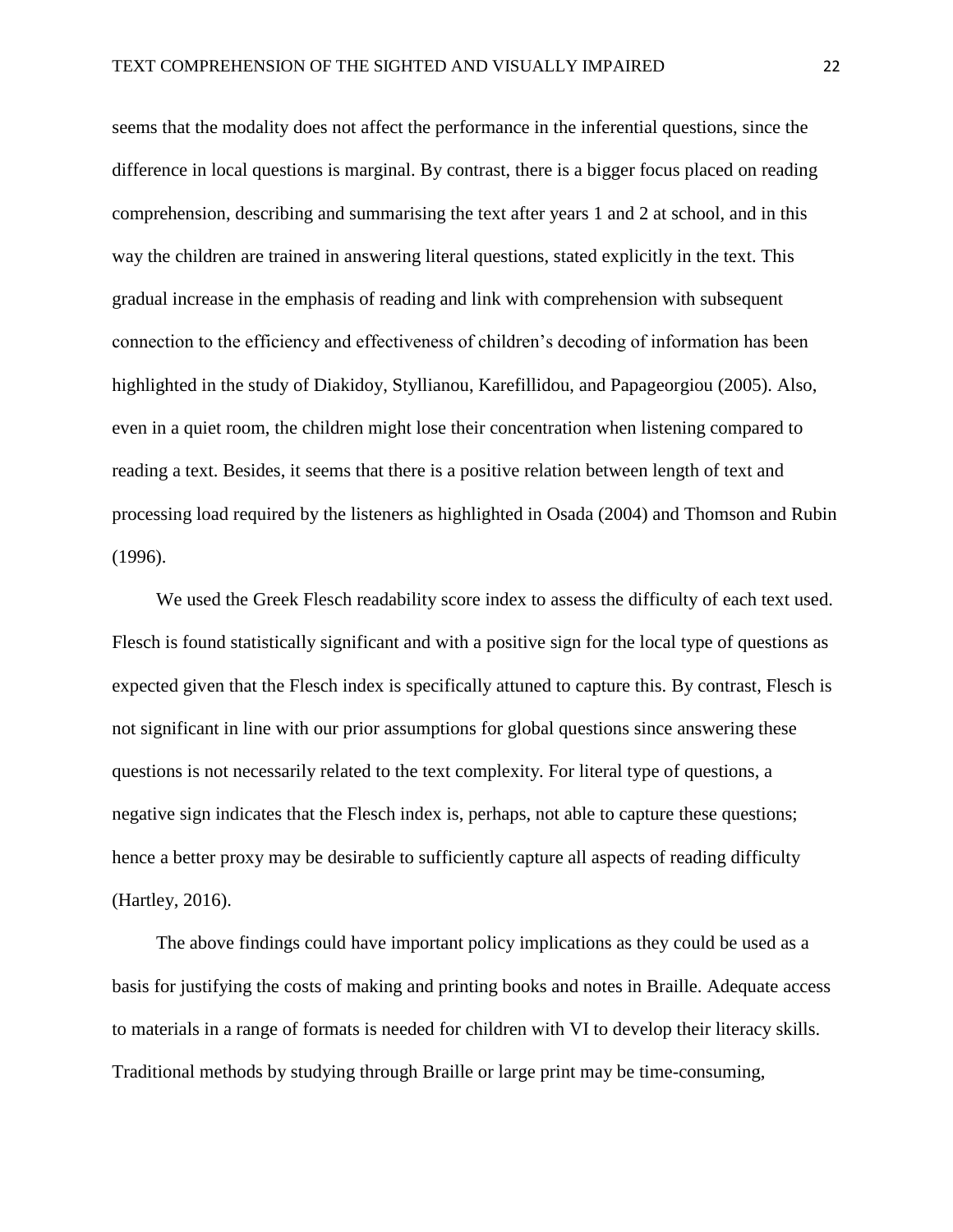seems that the modality does not affect the performance in the inferential questions, since the difference in local questions is marginal. By contrast, there is a bigger focus placed on reading comprehension, describing and summarising the text after years 1 and 2 at school, and in this way the children are trained in answering literal questions, stated explicitly in the text. This gradual increase in the emphasis of reading and link with comprehension with subsequent connection to the efficiency and effectiveness of children's decoding of information has been highlighted in the study of Diakidoy, Styllianou, Karefillidou, and Papageorgiou (2005). Also, even in a quiet room, the children might lose their concentration when listening compared to reading a text. Besides, it seems that there is a positive relation between length of text and processing load required by the listeners as highlighted in Osada (2004) and Thomson and Rubin (1996).

We used the Greek Flesch readability score index to assess the difficulty of each text used. Flesch is found statistically significant and with a positive sign for the local type of questions as expected given that the Flesch index is specifically attuned to capture this. By contrast, Flesch is not significant in line with our prior assumptions for global questions since answering these questions is not necessarily related to the text complexity. For literal type of questions, a negative sign indicates that the Flesch index is, perhaps, not able to capture these questions; hence a better proxy may be desirable to sufficiently capture all aspects of reading difficulty (Hartley, 2016).

The above findings could have important policy implications as they could be used as a basis for justifying the costs of making and printing books and notes in Braille. Adequate access to materials in a range of formats is needed for children with VI to develop their literacy skills. Traditional methods by studying through Braille or large print may be time-consuming,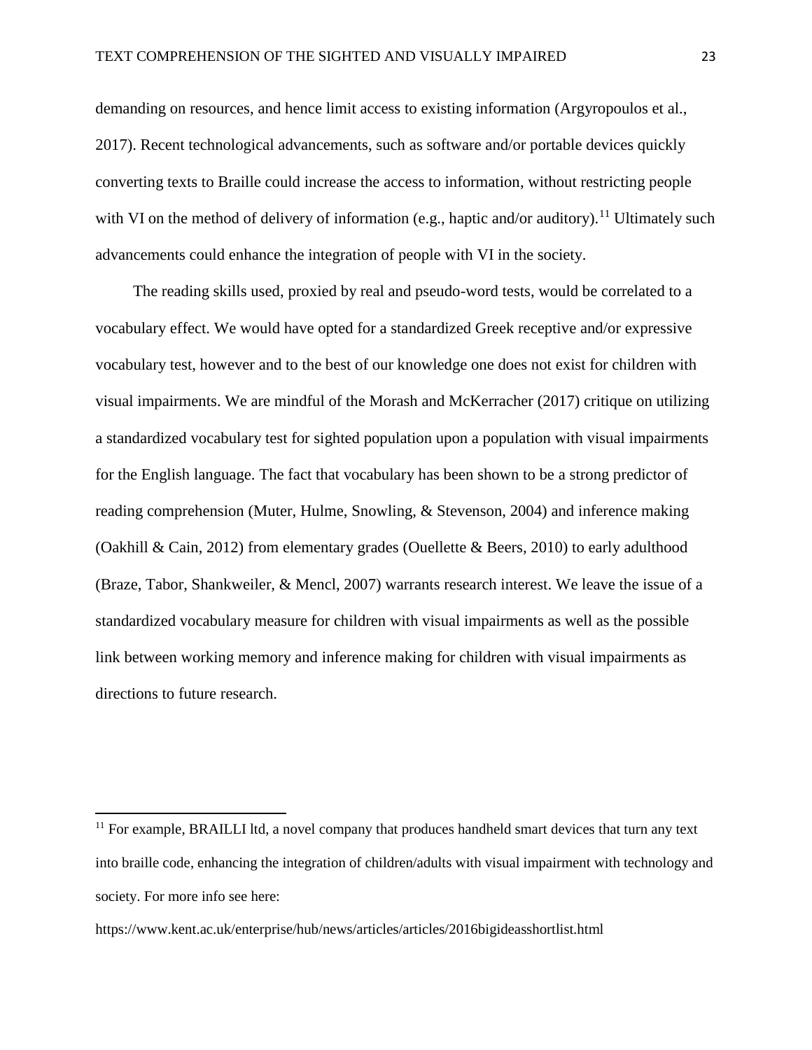demanding on resources, and hence limit access to existing information (Argyropoulos et al., 2017). Recent technological advancements, such as software and/or portable devices quickly converting texts to Braille could increase the access to information, without restricting people with VI on the method of delivery of information (e.g., haptic and/or auditory).[11] Ultimately such advancements could enhance the integration of people with VI in the society.

The reading skills used, proxied by real and pseudo-word tests, would be correlated to a vocabulary effect. We would have opted for a standardized Greek receptive and/or expressive vocabulary test, however and to the best of our knowledge one does not exist for children with visual impairments. We are mindful of the Morash and McKerracher (2017) critique on utilizing a standardized vocabulary test for sighted population upon a population with visual impairments for the English language. The fact that vocabulary has been shown to be a strong predictor of reading comprehension (Muter, Hulme, Snowling, & Stevenson, 2004) and inference making (Oakhill & Cain, 2012) from elementary grades (Ouellette & Beers, 2010) to early adulthood (Braze, Tabor, Shankweiler, & Mencl, 2007) warrants research interest. We leave the issue of a standardized vocabulary measure for children with visual impairments as well as the possible link between working memory and inference making for children with visual impairments as directions to future research.

---

[11] For example, BRAILLI ltd, a novel company that produces handheld smart devices that turn any text into braille code, enhancing the integration of children/adults with visual impairment with technology and society. For more info see here:

https://www.kent.ac.uk/enterprise/hub/news/articles/articles/2016bigideasshortlist.html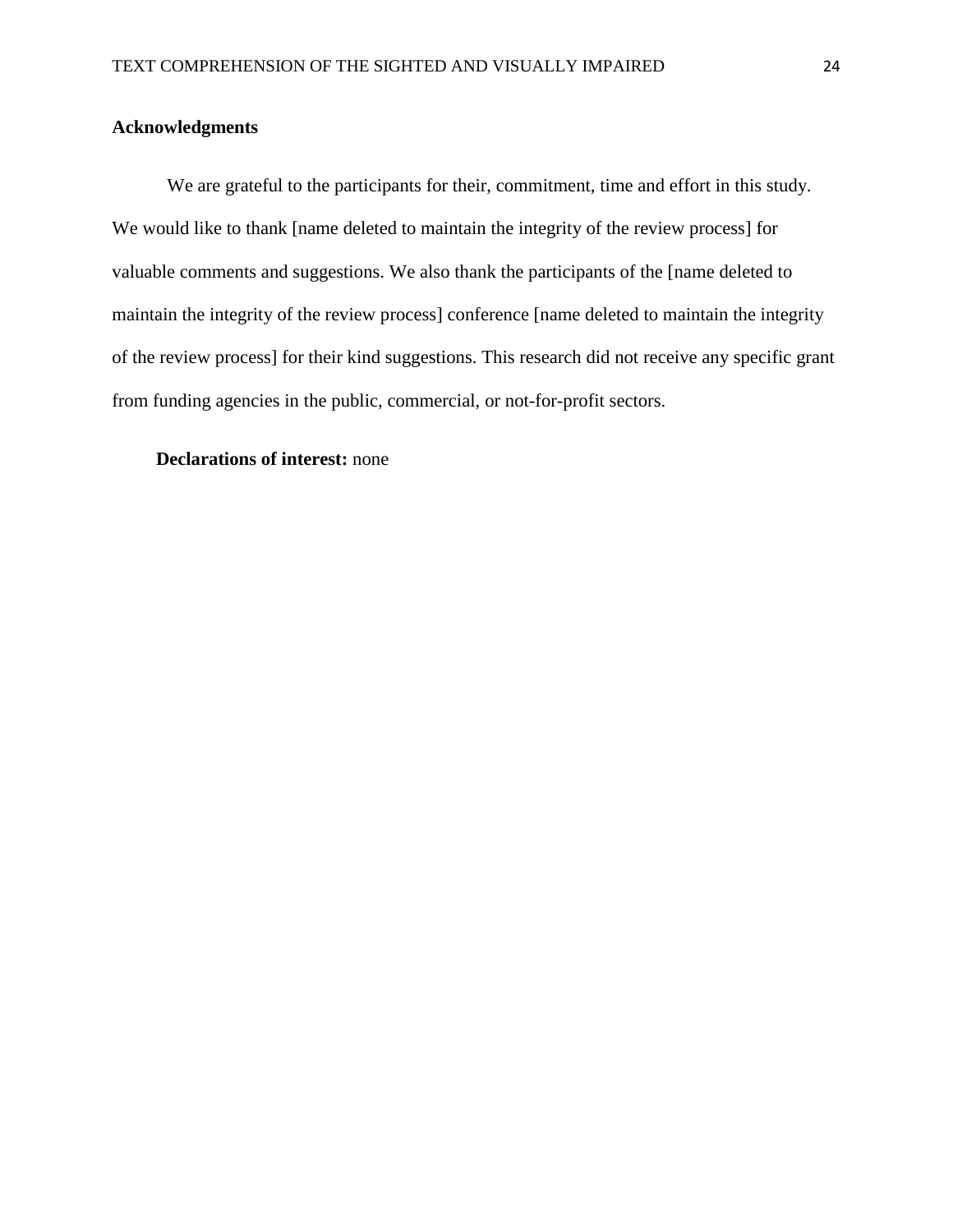## Acknowledgments

We are grateful to the participants for their, commitment, time and effort in this study. We would like to thank [name deleted to maintain the integrity of the review process] for valuable comments and suggestions. We also thank the participants of the [name deleted to maintain the integrity of the review process] conference [name deleted to maintain the integrity of the review process] for their kind suggestions. This research did not receive any specific grant from funding agencies in the public, commercial, or not-for-profit sectors.

**Declarations of interest:** none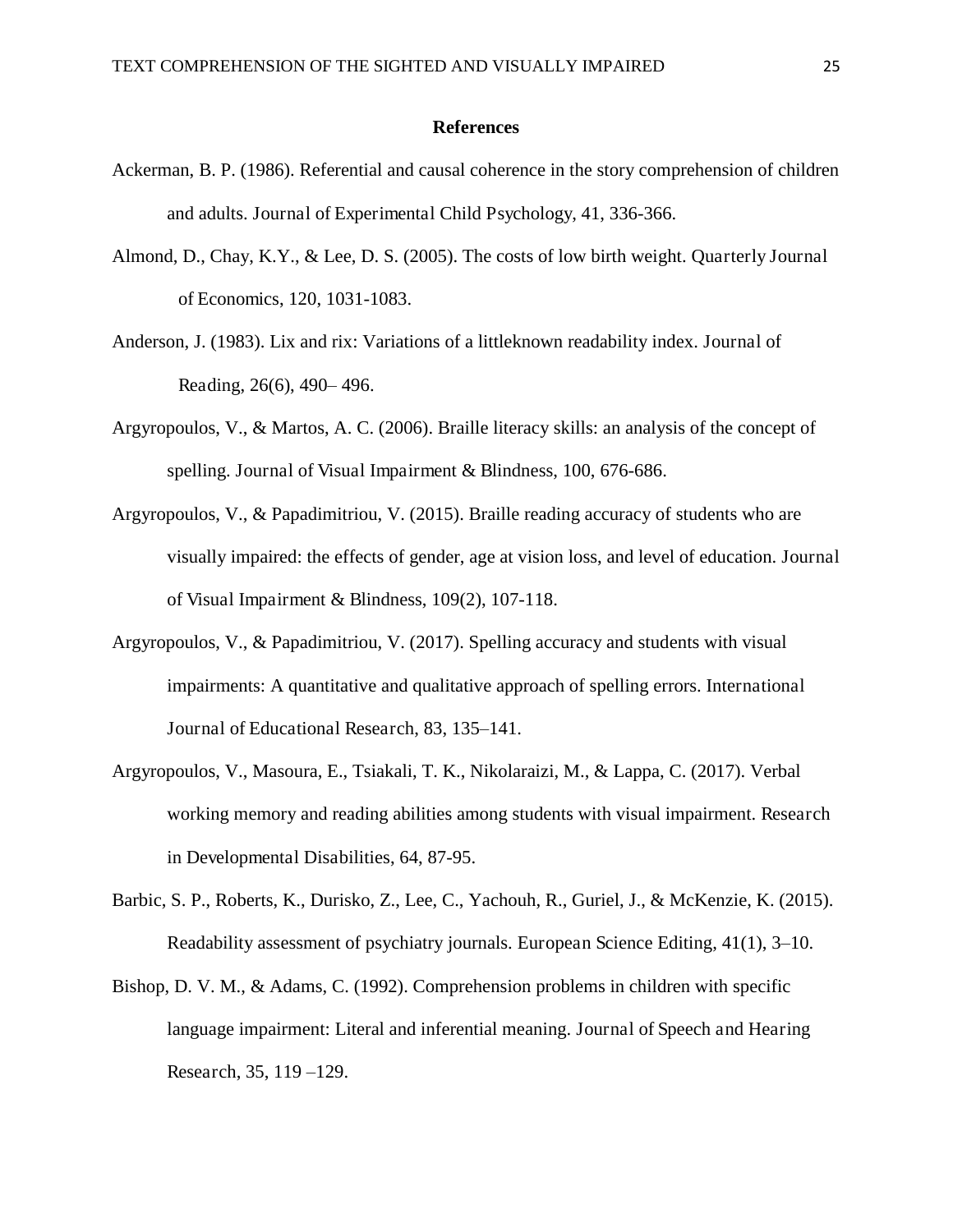## References

Ackerman, B. P. (1986). Referential and causal coherence in the story comprehension of children and adults. Journal of Experimental Child Psychology, 41, 336-366.

Almond, D., Chay, K.Y., & Lee, D. S. (2005). The costs of low birth weight. Quarterly Journal of Economics, 120, 1031-1083.

Anderson, J. (1983). Lix and rix: Variations of a littleknown readability index. Journal of Reading, 26(6), 490– 496.

Argyropoulos, V., & Martos, A. C. (2006). Braille literacy skills: an analysis of the concept of spelling. Journal of Visual Impairment & Blindness, 100, 676-686.

Argyropoulos, V., & Papadimitriou, V. (2015). Braille reading accuracy of students who are visually impaired: the effects of gender, age at vision loss, and level of education. Journal of Visual Impairment & Blindness, 109(2), 107-118.

Argyropoulos, V., & Papadimitriou, V. (2017). Spelling accuracy and students with visual impairments: A quantitative and qualitative approach of spelling errors. International Journal of Educational Research, 83, 135–141.

Argyropoulos, V., Masoura, E., Tsiakali, T. K., Nikolaraizi, M., & Lappa, C. (2017). Verbal working memory and reading abilities among students with visual impairment. Research in Developmental Disabilities, 64, 87-95.

Barbic, S. P., Roberts, K., Durisko, Z., Lee, C., Yachouh, R., Guriel, J., & McKenzie, K. (2015). Readability assessment of psychiatry journals. European Science Editing, 41(1), 3–10.

Bishop, D. V. M., & Adams, C. (1992). Comprehension problems in children with specific language impairment: Literal and inferential meaning. Journal of Speech and Hearing Research, 35, 119 –129.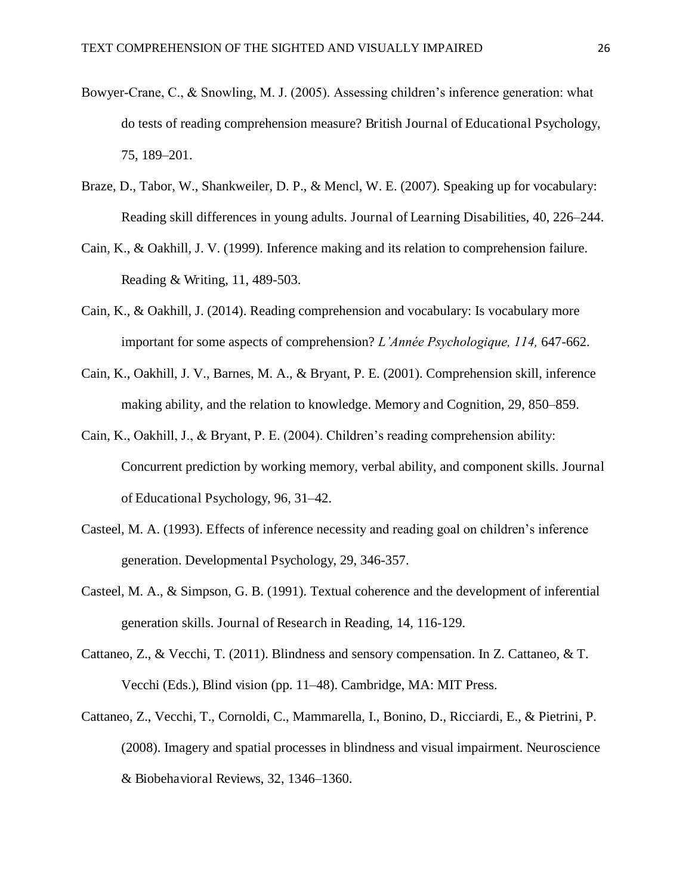Bowyer-Crane, C., & Snowling, M. J. (2005). Assessing children's inference generation: what do tests of reading comprehension measure? British Journal of Educational Psychology, 75, 189–201.

Braze, D., Tabor, W., Shankweiler, D. P., & Mencl, W. E. (2007). Speaking up for vocabulary: Reading skill differences in young adults. Journal of Learning Disabilities, 40, 226–244.

Cain, K., & Oakhill, J. V. (1999). Inference making and its relation to comprehension failure. Reading & Writing, 11, 489-503.

Cain, K., & Oakhill, J. (2014). Reading comprehension and vocabulary: Is vocabulary more important for some aspects of comprehension? *L'Année Psychologique, 114,* 647-662.

Cain, K., Oakhill, J. V., Barnes, M. A., & Bryant, P. E. (2001). Comprehension skill, inference making ability, and the relation to knowledge. Memory and Cognition, 29, 850–859.

Cain, K., Oakhill, J., & Bryant, P. E. (2004). Children's reading comprehension ability: Concurrent prediction by working memory, verbal ability, and component skills. Journal of Educational Psychology, 96, 31–42.

Casteel, M. A. (1993). Effects of inference necessity and reading goal on children's inference generation. Developmental Psychology, 29, 346-357.

Casteel, M. A., & Simpson, G. B. (1991). Textual coherence and the development of inferential generation skills. Journal of Research in Reading, 14, 116-129.

Cattaneo, Z., & Vecchi, T. (2011). Blindness and sensory compensation. In Z. Cattaneo, & T. Vecchi (Eds.), Blind vision (pp. 11–48). Cambridge, MA: MIT Press.

Cattaneo, Z., Vecchi, T., Cornoldi, C., Mammarella, I., Bonino, D., Ricciardi, E., & Pietrini, P. (2008). Imagery and spatial processes in blindness and visual impairment. Neuroscience & Biobehavioral Reviews, 32, 1346–1360.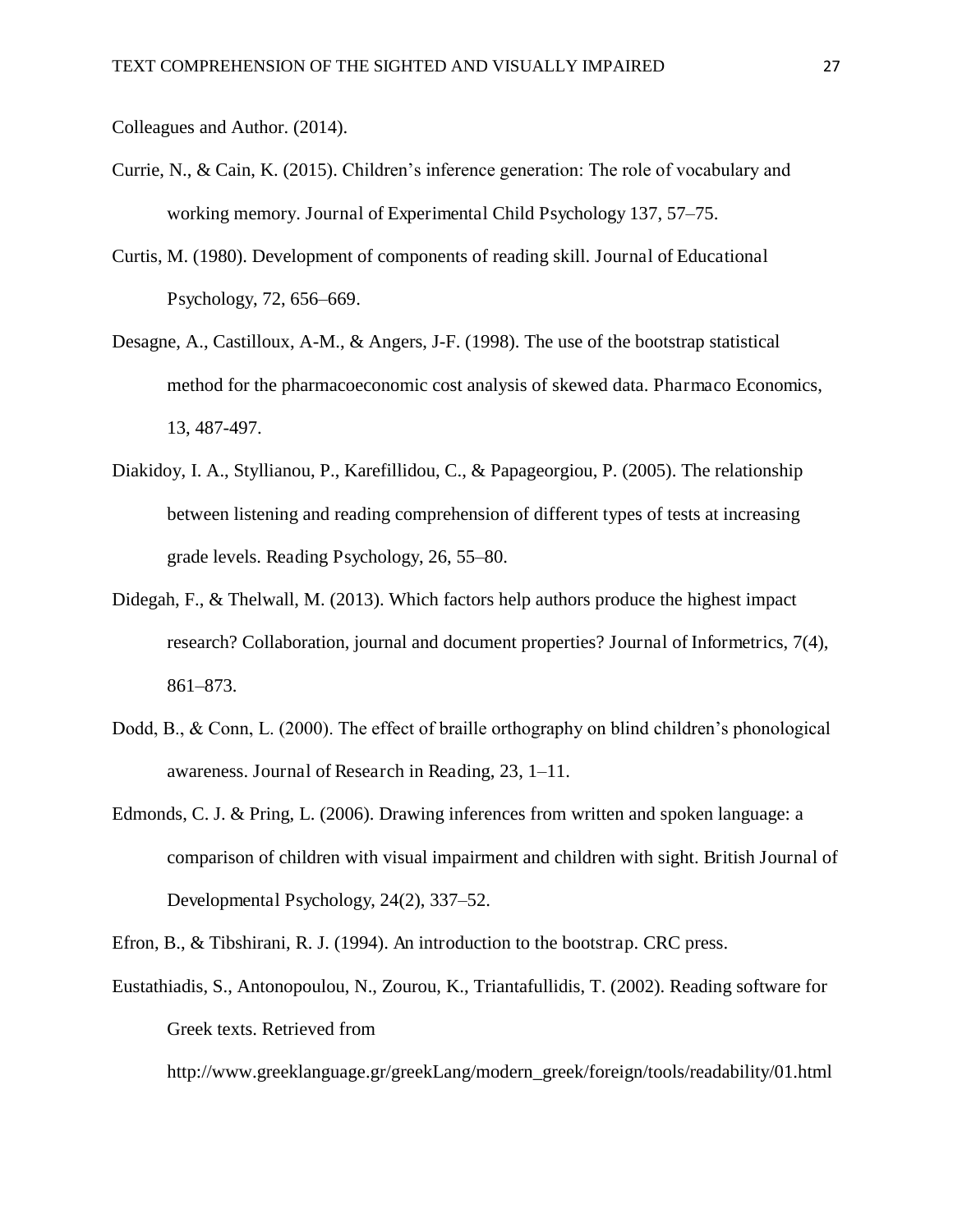Colleagues and Author. (2014).

Currie, N., & Cain, K. (2015). Children's inference generation: The role of vocabulary and working memory. Journal of Experimental Child Psychology 137, 57–75.

Curtis, M. (1980). Development of components of reading skill. Journal of Educational Psychology, 72, 656–669.

Desagne, A., Castilloux, A-M., & Angers, J-F. (1998). The use of the bootstrap statistical method for the pharmacoeconomic cost analysis of skewed data. Pharmaco Economics, 13, 487-497.

Diakidoy, I. A., Styllianou, P., Karefillidou, C., & Papageorgiou, P. (2005). The relationship between listening and reading comprehension of different types of tests at increasing grade levels. Reading Psychology, 26, 55–80.

Didegah, F., & Thelwall, M. (2013). Which factors help authors produce the highest impact research? Collaboration, journal and document properties? Journal of Informetrics, 7(4), 861–873.

Dodd, B., & Conn, L. (2000). The effect of braille orthography on blind children's phonological awareness. Journal of Research in Reading, 23, 1–11.

Edmonds, C. J. & Pring, L. (2006). Drawing inferences from written and spoken language: a comparison of children with visual impairment and children with sight. British Journal of Developmental Psychology, 24(2), 337–52.

Efron, B., & Tibshirani, R. J. (1994). An introduction to the bootstrap. CRC press.

Eustathiadis, S., Antonopoulou, N., Zourou, K., Triantafullidis, T. (2002). Reading software for Greek texts. Retrieved from http://www.greeklanguage.gr/greekLang/modern_greek/foreign/tools/readability/01.html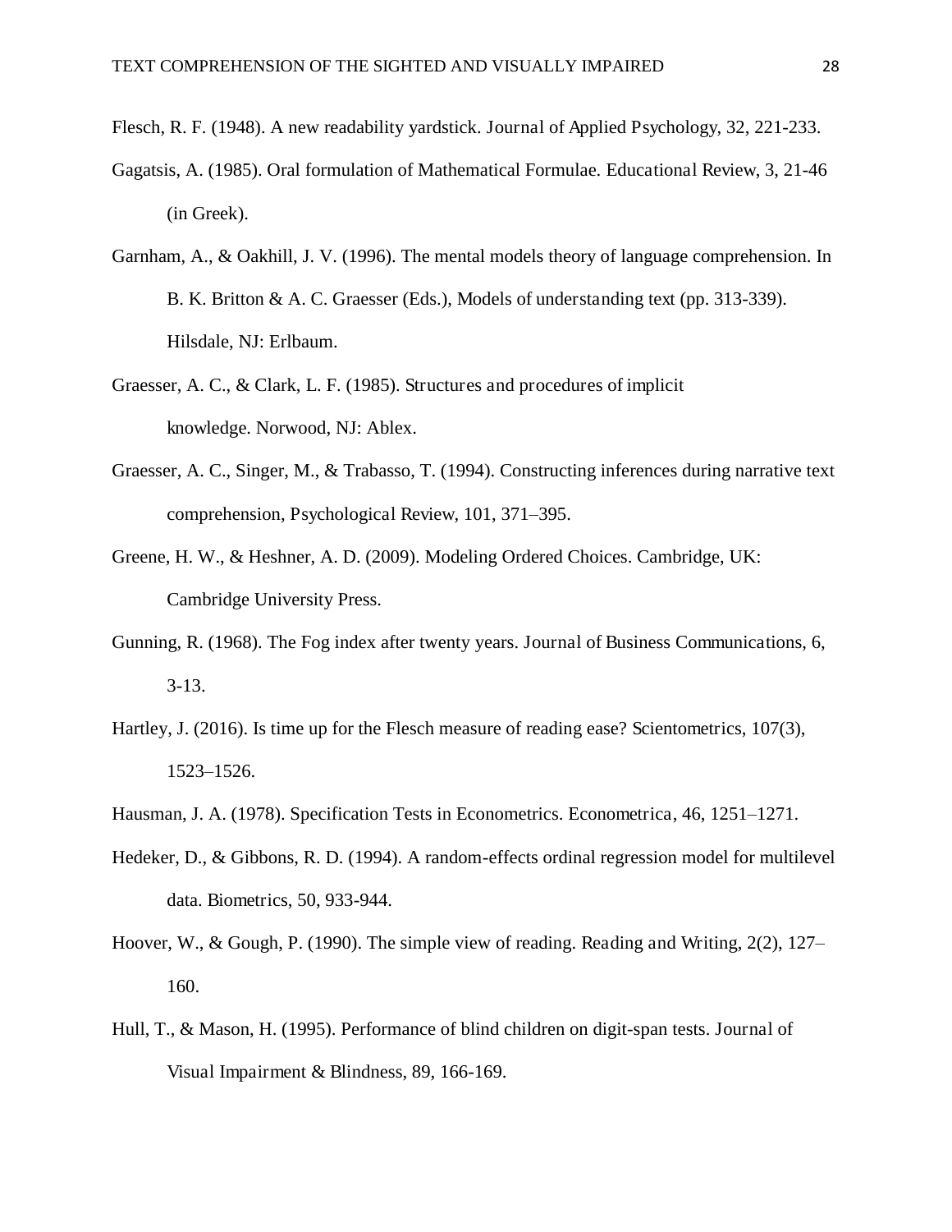Flesch, R. F. (1948). A new readability yardstick. Journal of Applied Psychology, 32, 221-233.

Gagatsis, A. (1985). Oral formulation of Mathematical Formulae. Educational Review, 3, 21-46 (in Greek).

Garnham, A., & Oakhill, J. V. (1996). The mental models theory of language comprehension. In B. K. Britton & A. C. Graesser (Eds.), Models of understanding text (pp. 313-339). Hilsdale, NJ: Erlbaum.

Graesser, A. C., & Clark, L. F. (1985). Structures and procedures of implicit knowledge. Norwood, NJ: Ablex.

Graesser, A. C., Singer, M., & Trabasso, T. (1994). Constructing inferences during narrative text comprehension, Psychological Review, 101, 371–395.

Greene, H. W., & Heshner, A. D. (2009). Modeling Ordered Choices. Cambridge, UK: Cambridge University Press.

Gunning, R. (1968). The Fog index after twenty years. Journal of Business Communications, 6, 3-13.

Hartley, J. (2016). Is time up for the Flesch measure of reading ease? Scientometrics, 107(3), 1523–1526.

Hausman, J. A. (1978). Specification Tests in Econometrics. Econometrica, 46, 1251–1271.

Hedeker, D., & Gibbons, R. D. (1994). A random-effects ordinal regression model for multilevel data. Biometrics, 50, 933-944.

Hoover, W., & Gough, P. (1990). The simple view of reading. Reading and Writing, 2(2), 127–160.

Hull, T., & Mason, H. (1995). Performance of blind children on digit-span tests. Journal of Visual Impairment & Blindness, 89, 166-169.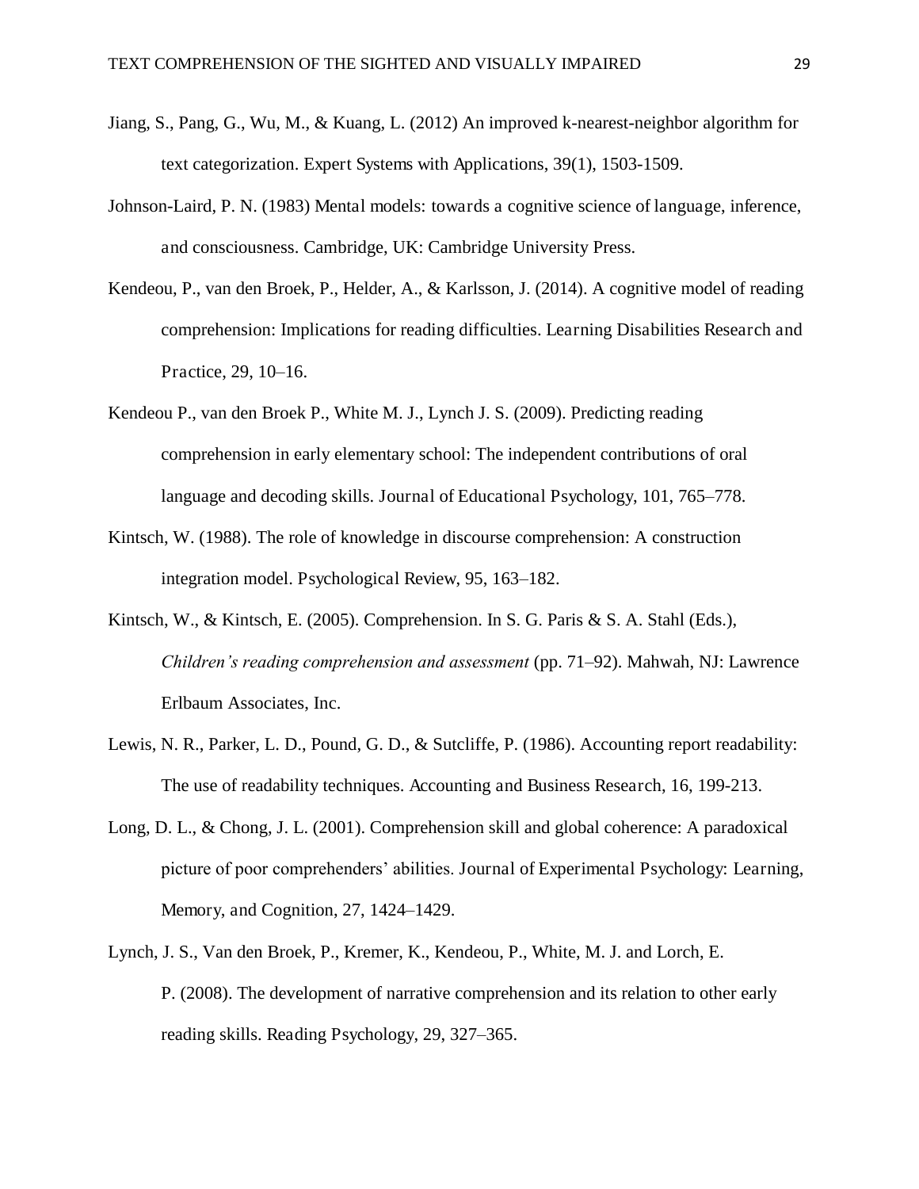Jiang, S., Pang, G., Wu, M., & Kuang, L. (2012) An improved k-nearest-neighbor algorithm for text categorization. Expert Systems with Applications, 39(1), 1503-1509.

Johnson-Laird, P. N. (1983) Mental models: towards a cognitive science of language, inference, and consciousness. Cambridge, UK: Cambridge University Press.

Kendeou, P., van den Broek, P., Helder, A., & Karlsson, J. (2014). A cognitive model of reading comprehension: Implications for reading difficulties. Learning Disabilities Research and Practice, 29, 10–16.

Kendeou P., van den Broek P., White M. J., Lynch J. S. (2009). Predicting reading comprehension in early elementary school: The independent contributions of oral language and decoding skills. Journal of Educational Psychology, 101, 765–778.

Kintsch, W. (1988). The role of knowledge in discourse comprehension: A construction integration model. Psychological Review, 95, 163–182.

Kintsch, W., & Kintsch, E. (2005). Comprehension. In S. G. Paris & S. A. Stahl (Eds.), *Children's reading comprehension and assessment* (pp. 71–92). Mahwah, NJ: Lawrence Erlbaum Associates, Inc.

Lewis, N. R., Parker, L. D., Pound, G. D., & Sutcliffe, P. (1986). Accounting report readability: The use of readability techniques. Accounting and Business Research, 16, 199-213.

Long, D. L., & Chong, J. L. (2001). Comprehension skill and global coherence: A paradoxical picture of poor comprehenders' abilities. Journal of Experimental Psychology: Learning, Memory, and Cognition, 27, 1424–1429.

Lynch, J. S., Van den Broek, P., Kremer, K., Kendeou, P., White, M. J. and Lorch, E. P. (2008). The development of narrative comprehension and its relation to other early reading skills. Reading Psychology, 29, 327–365.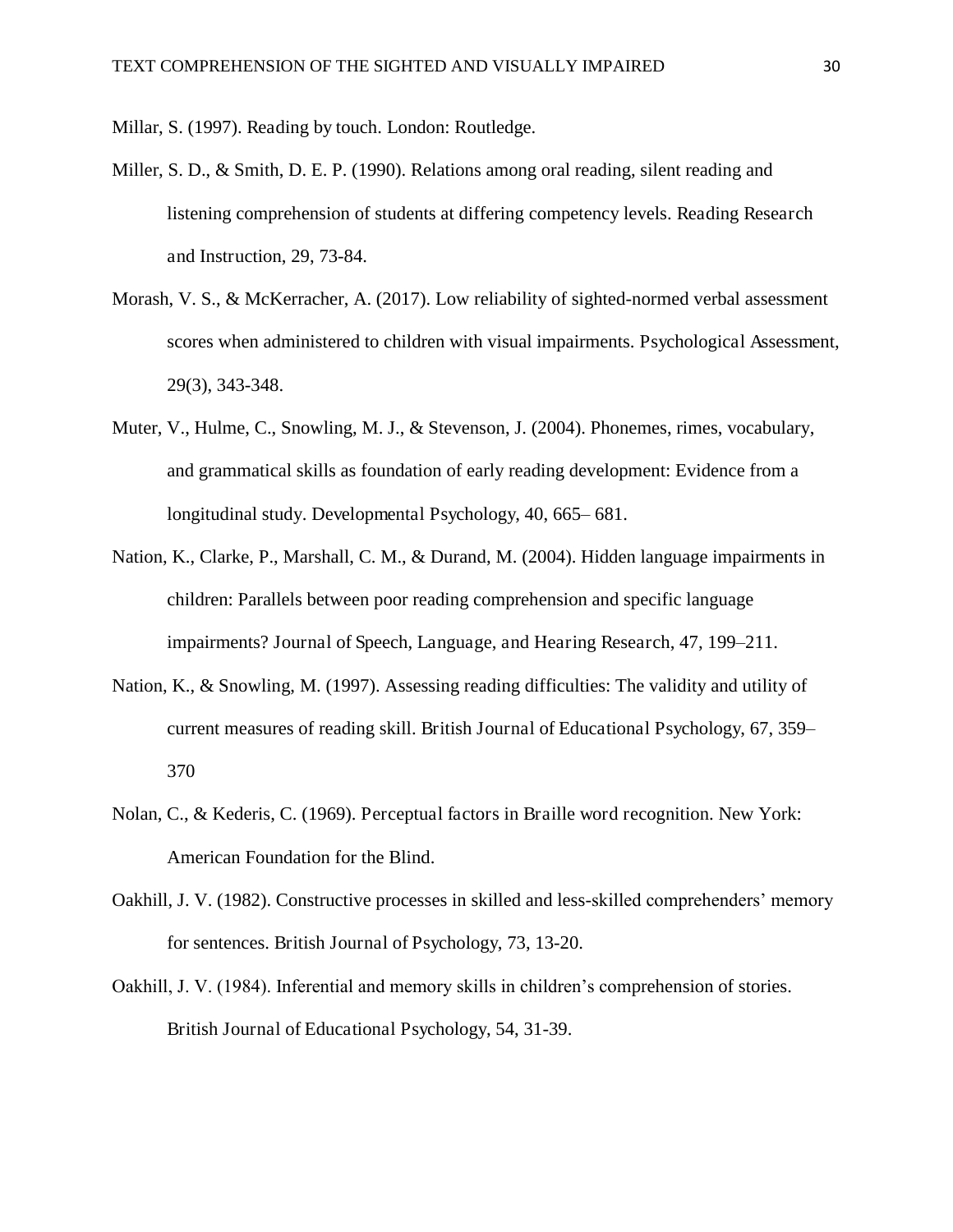Millar, S. (1997). Reading by touch. London: Routledge.

Miller, S. D., & Smith, D. E. P. (1990). Relations among oral reading, silent reading and listening comprehension of students at differing competency levels. Reading Research and Instruction, 29, 73-84.

Morash, V. S., & McKerracher, A. (2017). Low reliability of sighted-normed verbal assessment scores when administered to children with visual impairments. Psychological Assessment, 29(3), 343-348.

Muter, V., Hulme, C., Snowling, M. J., & Stevenson, J. (2004). Phonemes, rimes, vocabulary, and grammatical skills as foundation of early reading development: Evidence from a longitudinal study. Developmental Psychology, 40, 665– 681.

Nation, K., Clarke, P., Marshall, C. M., & Durand, M. (2004). Hidden language impairments in children: Parallels between poor reading comprehension and specific language impairments? Journal of Speech, Language, and Hearing Research, 47, 199–211.

Nation, K., & Snowling, M. (1997). Assessing reading difficulties: The validity and utility of current measures of reading skill. British Journal of Educational Psychology, 67, 359–370

Nolan, C., & Kederis, C. (1969). Perceptual factors in Braille word recognition. New York: American Foundation for the Blind.

Oakhill, J. V. (1982). Constructive processes in skilled and less-skilled comprehenders' memory for sentences. British Journal of Psychology, 73, 13-20.

Oakhill, J. V. (1984). Inferential and memory skills in children's comprehension of stories. British Journal of Educational Psychology, 54, 31-39.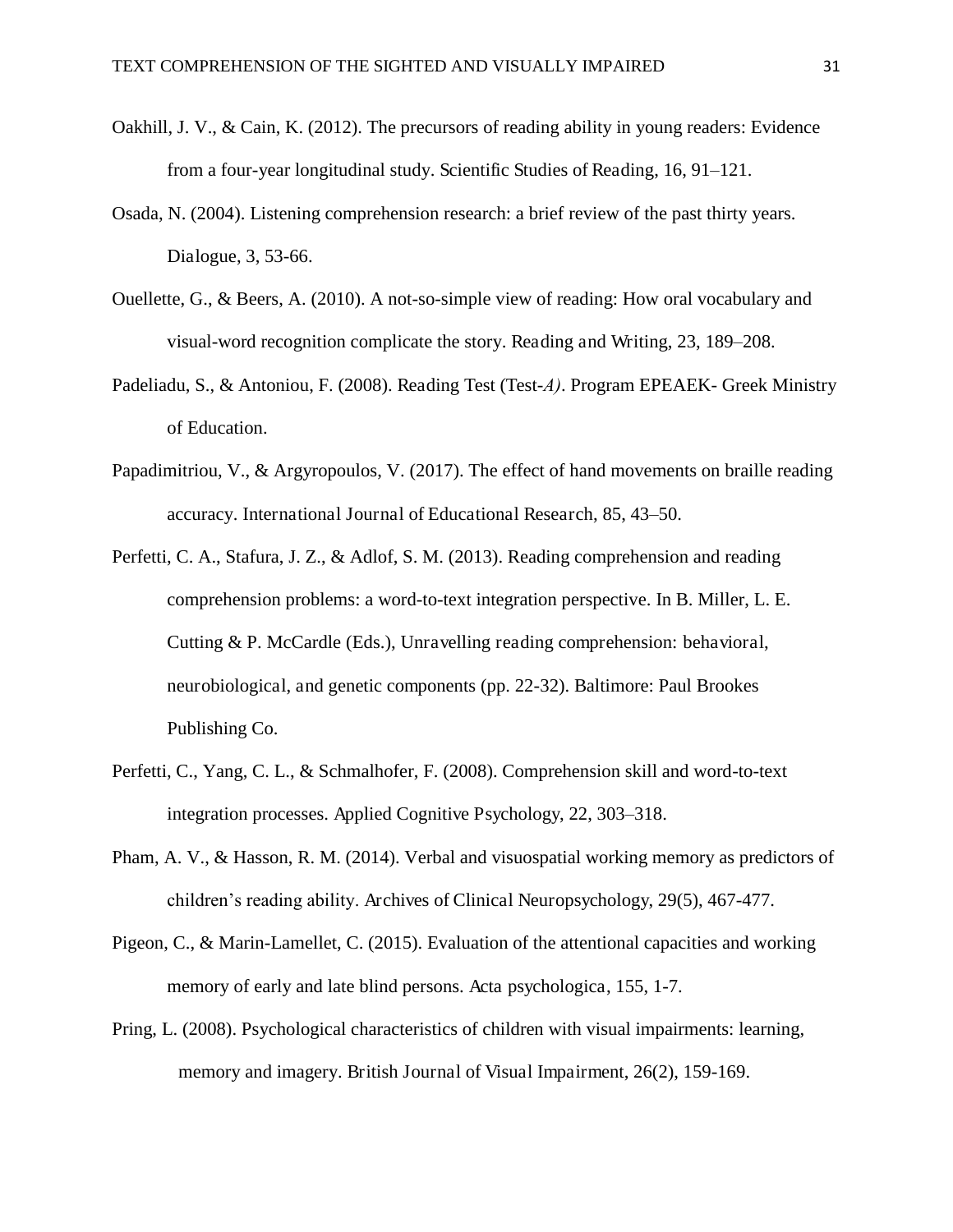Oakhill, J. V., & Cain, K. (2012). The precursors of reading ability in young readers: Evidence from a four-year longitudinal study. Scientific Studies of Reading, 16, 91–121.

Osada, N. (2004). Listening comprehension research: a brief review of the past thirty years. Dialogue, 3, 53-66.

Ouellette, G., & Beers, A. (2010). A not-so-simple view of reading: How oral vocabulary and visual-word recognition complicate the story. Reading and Writing, 23, 189–208.

Padeliadu, S., & Antoniou, F. (2008). Reading Test (Test-*A)*. Program EPEAEK- Greek Ministry of Education.

Papadimitriou, V., & Argyropoulos, V. (2017). The effect of hand movements on braille reading accuracy. International Journal of Educational Research, 85, 43–50.

Perfetti, C. A., Stafura, J. Z., & Adlof, S. M. (2013). Reading comprehension and reading comprehension problems: a word-to-text integration perspective. In B. Miller, L. E. Cutting & P. McCardle (Eds.), Unravelling reading comprehension: behavioral, neurobiological, and genetic components (pp. 22-32). Baltimore: Paul Brookes Publishing Co.

Perfetti, C., Yang, C. L., & Schmalhofer, F. (2008). Comprehension skill and word-to-text integration processes. Applied Cognitive Psychology, 22, 303–318.

Pham, A. V., & Hasson, R. M. (2014). Verbal and visuospatial working memory as predictors of children's reading ability. Archives of Clinical Neuropsychology, 29(5), 467-477.

Pigeon, C., & Marin-Lamellet, C. (2015). Evaluation of the attentional capacities and working memory of early and late blind persons. Acta psychologica, 155, 1-7.

Pring, L. (2008). Psychological characteristics of children with visual impairments: learning, memory and imagery. British Journal of Visual Impairment, 26(2), 159-169.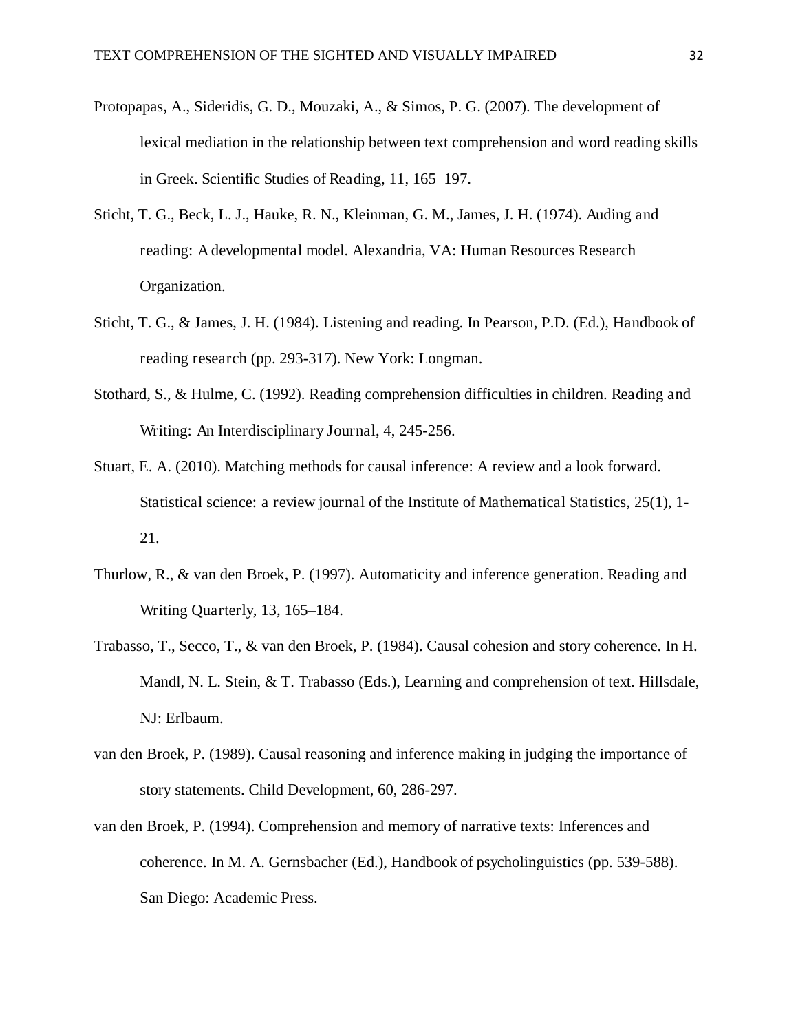Protopapas, A., Sideridis, G. D., Mouzaki, A., & Simos, P. G. (2007). The development of lexical mediation in the relationship between text comprehension and word reading skills in Greek. Scientific Studies of Reading, 11, 165–197.

Sticht, T. G., Beck, L. J., Hauke, R. N., Kleinman, G. M., James, J. H. (1974). Auding and reading: A developmental model. Alexandria, VA: Human Resources Research Organization.

Sticht, T. G., & James, J. H. (1984). Listening and reading. In Pearson, P.D. (Ed.), Handbook of reading research (pp. 293-317). New York: Longman.

Stothard, S., & Hulme, C. (1992). Reading comprehension difficulties in children. Reading and Writing: An Interdisciplinary Journal, 4, 245-256.

Stuart, E. A. (2010). Matching methods for causal inference: A review and a look forward. Statistical science: a review journal of the Institute of Mathematical Statistics, 25(1), 1-21.

Thurlow, R., & van den Broek, P. (1997). Automaticity and inference generation. Reading and Writing Quarterly, 13, 165–184.

Trabasso, T., Secco, T., & van den Broek, P. (1984). Causal cohesion and story coherence. In H. Mandl, N. L. Stein, & T. Trabasso (Eds.), Learning and comprehension of text. Hillsdale, NJ: Erlbaum.

van den Broek, P. (1989). Causal reasoning and inference making in judging the importance of story statements. Child Development, 60, 286-297.

van den Broek, P. (1994). Comprehension and memory of narrative texts: Inferences and coherence. In M. A. Gernsbacher (Ed.), Handbook of psycholinguistics (pp. 539-588). San Diego: Academic Press.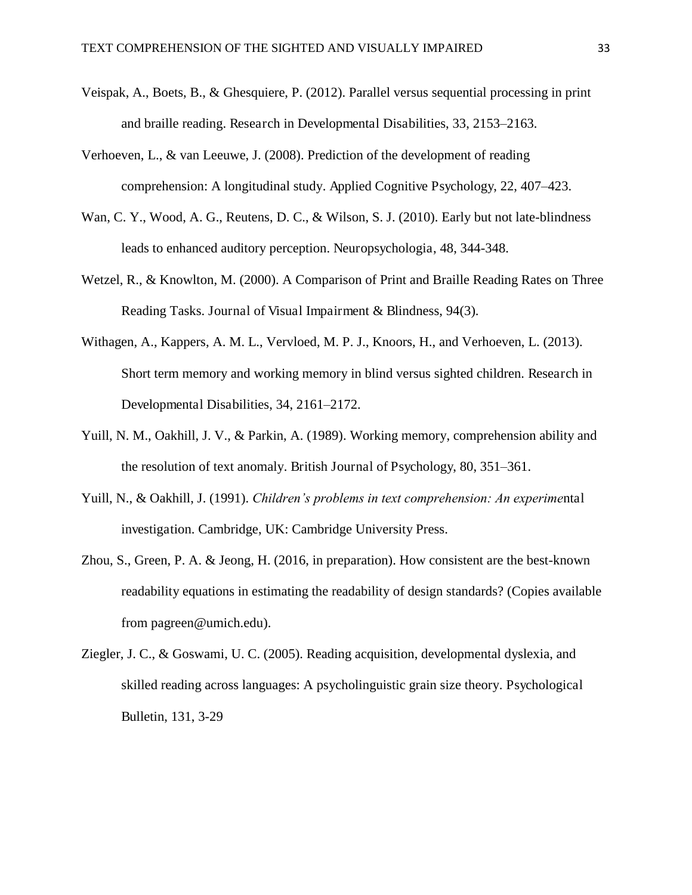Veispak, A., Boets, B., & Ghesquiere, P. (2012). Parallel versus sequential processing in print and braille reading. Research in Developmental Disabilities, 33, 2153–2163.

Verhoeven, L., & van Leeuwe, J. (2008). Prediction of the development of reading comprehension: A longitudinal study. Applied Cognitive Psychology, 22, 407–423.

Wan, C. Y., Wood, A. G., Reutens, D. C., & Wilson, S. J. (2010). Early but not late-blindness leads to enhanced auditory perception. Neuropsychologia, 48, 344-348.

Wetzel, R., & Knowlton, M. (2000). A Comparison of Print and Braille Reading Rates on Three Reading Tasks. Journal of Visual Impairment & Blindness, 94(3).

Withagen, A., Kappers, A. M. L., Vervloed, M. P. J., Knoors, H., and Verhoeven, L. (2013). Short term memory and working memory in blind versus sighted children. Research in Developmental Disabilities, 34, 2161–2172.

Yuill, N. M., Oakhill, J. V., & Parkin, A. (1989). Working memory, comprehension ability and the resolution of text anomaly. British Journal of Psychology, 80, 351–361.

Yuill, N., & Oakhill, J. (1991). *Children's problems in text comprehension: An experime*ntal investigation. Cambridge, UK: Cambridge University Press.

Zhou, S., Green, P. A. & Jeong, H. (2016, in preparation). How consistent are the best-known readability equations in estimating the readability of design standards? (Copies available from pagreen@umich.edu).

Ziegler, J. C., & Goswami, U. C. (2005). Reading acquisition, developmental dyslexia, and skilled reading across languages: A psycholinguistic grain size theory. Psychological Bulletin, 131, 3-29